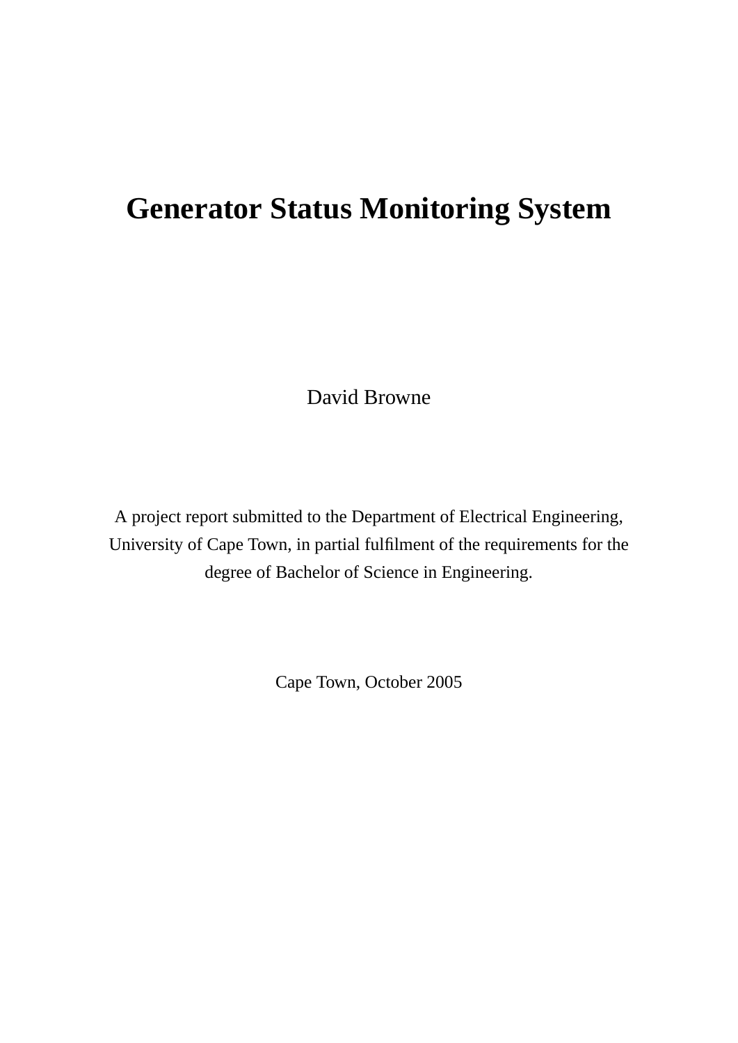# Generator Status Monitoring System

David Browne

A project report submitted to the Department of Electrical Engineering, University of Cape Town, in partial fulfilment of the requirements for the degree of Bachelor of Science in Engineering.

Cape Town, October 2005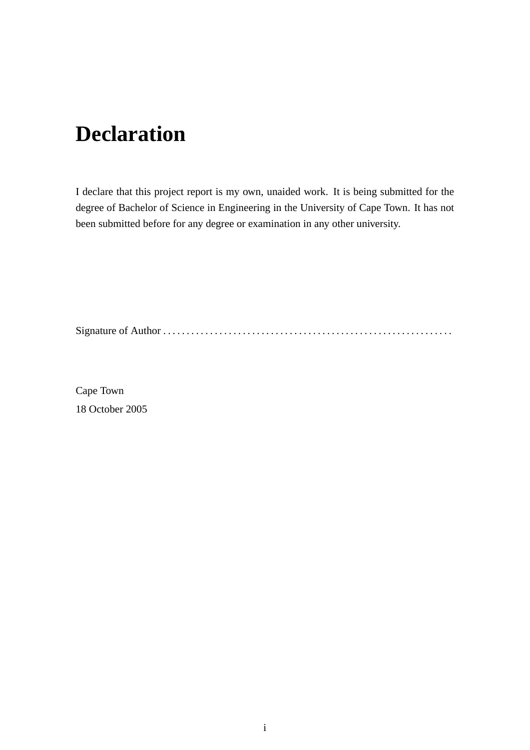# Declaration

I declare that this project report is my own, unaided work. It is being submitted for the degree of Bachelor of Science in Engineering in the University of Cape Town. It has not been submitted before for any degree or examination in any other university.

Signature of Author . . . . . . . . . . . . . . . . . . . . . . . . . . . . . . . . . . . . . . . . . . . . . . . . . . . . . . . . . . . . . .

Cape Town
18 October 2005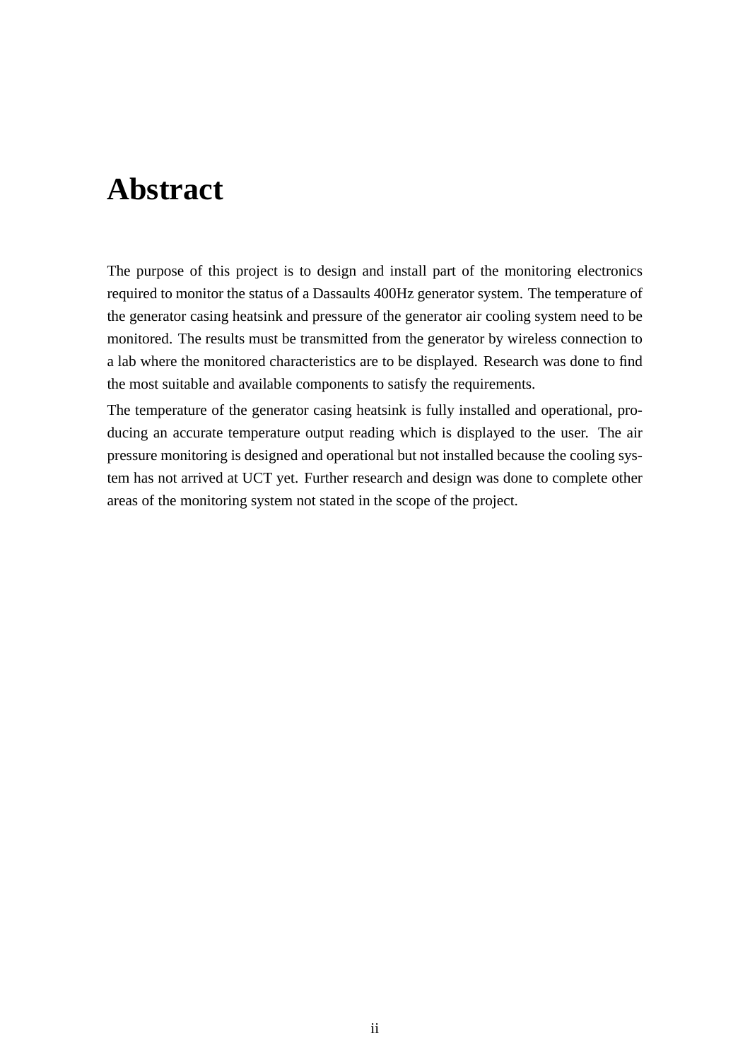# Abstract

The purpose of this project is to design and install part of the monitoring electronics required to monitor the status of a Dassaults 400Hz generator system. The temperature of the generator casing heatsink and pressure of the generator air cooling system need to be monitored. The results must be transmitted from the generator by wireless connection to a lab where the monitored characteristics are to be displayed. Research was done to find the most suitable and available components to satisfy the requirements.

The temperature of the generator casing heatsink is fully installed and operational, producing an accurate temperature output reading which is displayed to the user. The air pressure monitoring is designed and operational but not installed because the cooling system has not arrived at UCT yet. Further research and design was done to complete other areas of the monitoring system not stated in the scope of the project.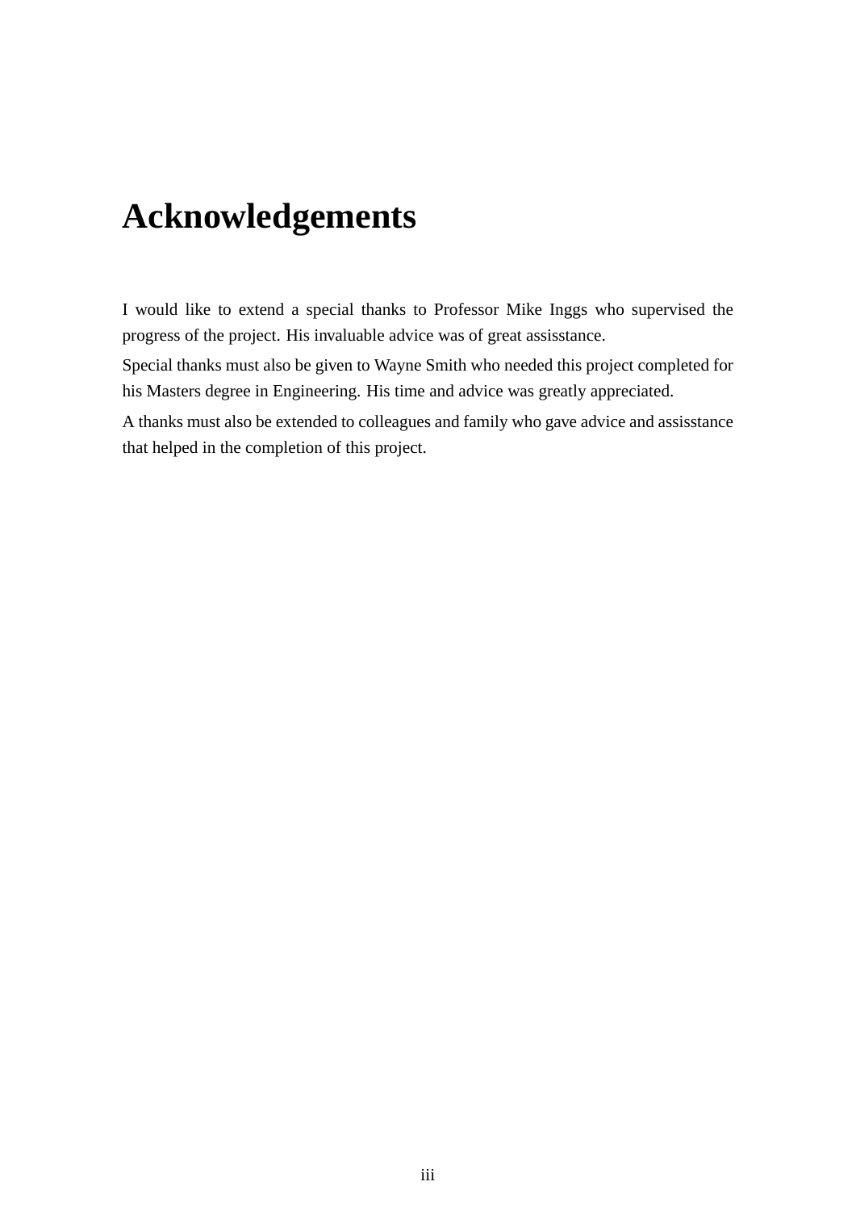# Acknowledgements

I would like to extend a special thanks to Professor Mike Inggs who supervised the progress of the project. His invaluable advice was of great assisstance.

Special thanks must also be given to Wayne Smith who needed this project completed for his Masters degree in Engineering. His time and advice was greatly appreciated.

A thanks must also be extended to colleagues and family who gave advice and assisstance that helped in the completion of this project.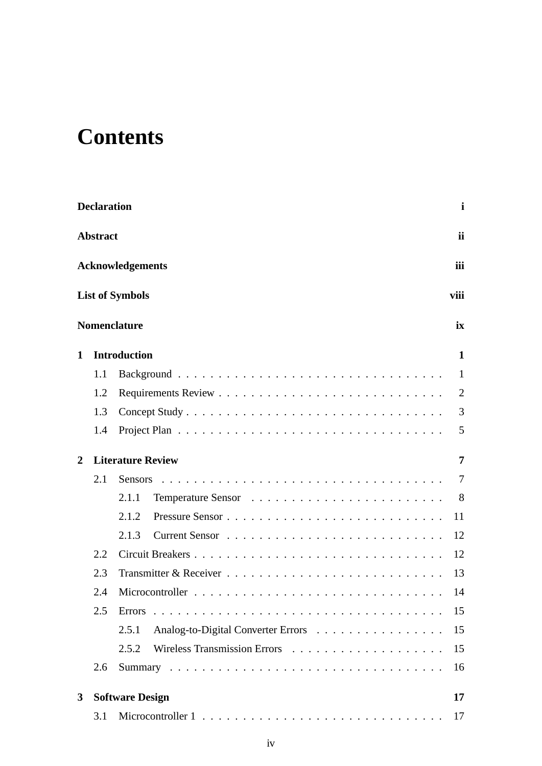# Contents

**Declaration** **i**

**Abstract** **ii**

**Acknowledgements** **iii**

**List of Symbols** **viii**

**Nomenclature** **ix**

**1 Introduction** **1**

- 1.1 Background . . . . . . . . . . . . . . . . . . . . . . . . . . . . . . . . 1
- 1.2 Requirements Review . . . . . . . . . . . . . . . . . . . . . . . . . . . 2
- 1.3 Concept Study . . . . . . . . . . . . . . . . . . . . . . . . . . . . . . . 3
- 1.4 Project Plan . . . . . . . . . . . . . . . . . . . . . . . . . . . . . . . . 5

**2 Literature Review** **7**

- 2.1 Sensors . . . . . . . . . . . . . . . . . . . . . . . . . . . . . . . . . . 7
  - 2.1.1 Temperature Sensor . . . . . . . . . . . . . . . . . . . . . . . . 8
  - 2.1.2 Pressure Sensor . . . . . . . . . . . . . . . . . . . . . . . . . . 11
  - 2.1.3 Current Sensor . . . . . . . . . . . . . . . . . . . . . . . . . . 12
- 2.2 Circuit Breakers . . . . . . . . . . . . . . . . . . . . . . . . . . . . . 12
- 2.3 Transmitter & Receiver . . . . . . . . . . . . . . . . . . . . . . . . . . 13
- 2.4 Microcontroller . . . . . . . . . . . . . . . . . . . . . . . . . . . . . . 14
- 2.5 Errors . . . . . . . . . . . . . . . . . . . . . . . . . . . . . . . . . . . 15
  - 2.5.1 Analog-to-Digital Converter Errors . . . . . . . . . . . . . . . . 15
  - 2.5.2 Wireless Transmission Errors . . . . . . . . . . . . . . . . . . . 15
- 2.6 Summary . . . . . . . . . . . . . . . . . . . . . . . . . . . . . . . . . 16

**3 Software Design** **17**

- 3.1 Microcontroller 1 . . . . . . . . . . . . . . . . . . . . . . . . . . . . . 17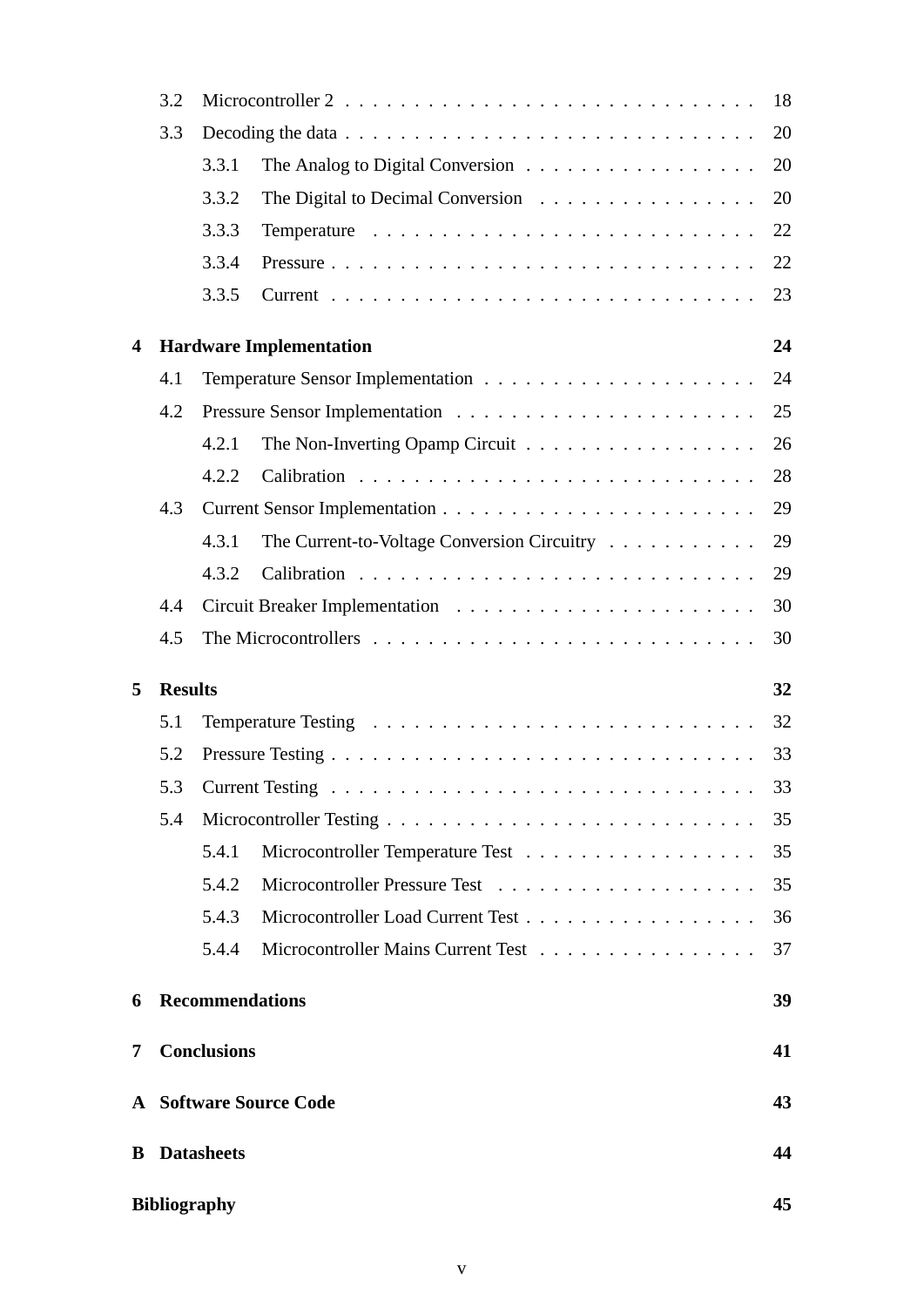- 3.2 Microcontroller 2 . . . . . . . . . . . . . . . . . . . . . . . . . . . . . . 18
- 3.3 Decoding the data . . . . . . . . . . . . . . . . . . . . . . . . . . . . . . 20
  - 3.3.1 The Analog to Digital Conversion . . . . . . . . . . . . . . . . . . 20
  - 3.3.2 The Digital to Decimal Conversion . . . . . . . . . . . . . . . . . 20
  - 3.3.3 Temperature . . . . . . . . . . . . . . . . . . . . . . . . . . . . 22
  - 3.3.4 Pressure . . . . . . . . . . . . . . . . . . . . . . . . . . . . . . . 22
  - 3.3.5 Current . . . . . . . . . . . . . . . . . . . . . . . . . . . . . . . 23

**4 Hardware Implementation** **24**

- 4.1 Temperature Sensor Implementation . . . . . . . . . . . . . . . . . . . . 24
- 4.2 Pressure Sensor Implementation . . . . . . . . . . . . . . . . . . . . . . 25
  - 4.2.1 The Non-Inverting Opamp Circuit . . . . . . . . . . . . . . . . . . 26
  - 4.2.2 Calibration . . . . . . . . . . . . . . . . . . . . . . . . . . . . . 28
- 4.3 Current Sensor Implementation . . . . . . . . . . . . . . . . . . . . . . . 29
  - 4.3.1 The Current-to-Voltage Conversion Circuitry . . . . . . . . . . . 29
  - 4.3.2 Calibration . . . . . . . . . . . . . . . . . . . . . . . . . . . . . 29
- 4.4 Circuit Breaker Implementation . . . . . . . . . . . . . . . . . . . . . . 30
- 4.5 The Microcontrollers . . . . . . . . . . . . . . . . . . . . . . . . . . . . 30

**5 Results** **32**

- 5.1 Temperature Testing . . . . . . . . . . . . . . . . . . . . . . . . . . . . 32
- 5.2 Pressure Testing . . . . . . . . . . . . . . . . . . . . . . . . . . . . . . . 33
- 5.3 Current Testing . . . . . . . . . . . . . . . . . . . . . . . . . . . . . . . 33
- 5.4 Microcontroller Testing . . . . . . . . . . . . . . . . . . . . . . . . . . . 35
  - 5.4.1 Microcontroller Temperature Test . . . . . . . . . . . . . . . . . . 35
  - 5.4.2 Microcontroller Pressure Test . . . . . . . . . . . . . . . . . . . . 35
  - 5.4.3 Microcontroller Load Current Test . . . . . . . . . . . . . . . . . . 36
  - 5.4.4 Microcontroller Mains Current Test . . . . . . . . . . . . . . . . . 37

**6 Recommendations** **39**

**7 Conclusions** **41**

**A Software Source Code** **43**

**B Datasheets** **44**

**Bibliography** **45**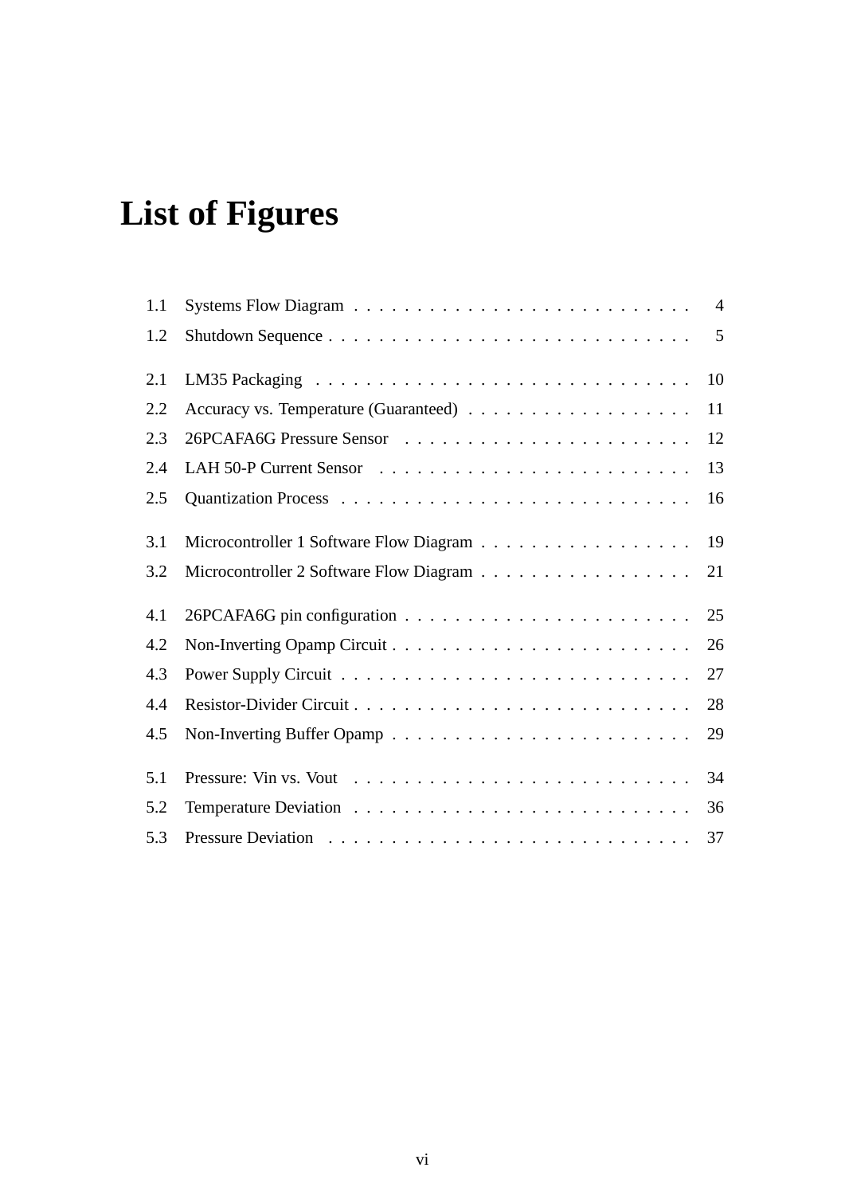# List of Figures

1.1 Systems Flow Diagram . . . . . . . . . . . . . . . . . . . . . . . . . . 4
1.2 Shutdown Sequence . . . . . . . . . . . . . . . . . . . . . . . . . . . . 5

2.1 LM35 Packaging . . . . . . . . . . . . . . . . . . . . . . . . . . . . . 10
2.2 Accuracy vs. Temperature (Guaranteed) . . . . . . . . . . . . . . . . . . 11
2.3 26PCAFA6G Pressure Sensor . . . . . . . . . . . . . . . . . . . . . . . 12
2.4 LAH 50-P Current Sensor . . . . . . . . . . . . . . . . . . . . . . . . . 13
2.5 Quantization Process . . . . . . . . . . . . . . . . . . . . . . . . . . . 16

3.1 Microcontroller 1 Software Flow Diagram . . . . . . . . . . . . . . . . . 19
3.2 Microcontroller 2 Software Flow Diagram . . . . . . . . . . . . . . . . . 21

4.1 26PCAFA6G pin configuration . . . . . . . . . . . . . . . . . . . . . . . 25
4.2 Non-Inverting Opamp Circuit . . . . . . . . . . . . . . . . . . . . . . . 26
4.3 Power Supply Circuit . . . . . . . . . . . . . . . . . . . . . . . . . . . 27
4.4 Resistor-Divider Circuit . . . . . . . . . . . . . . . . . . . . . . . . . . 28
4.5 Non-Inverting Buffer Opamp . . . . . . . . . . . . . . . . . . . . . . . . 29

5.1 Pressure: Vin vs. Vout . . . . . . . . . . . . . . . . . . . . . . . . . . 34
5.2 Temperature Deviation . . . . . . . . . . . . . . . . . . . . . . . . . . . 36
5.3 Pressure Deviation . . . . . . . . . . . . . . . . . . . . . . . . . . . . . 37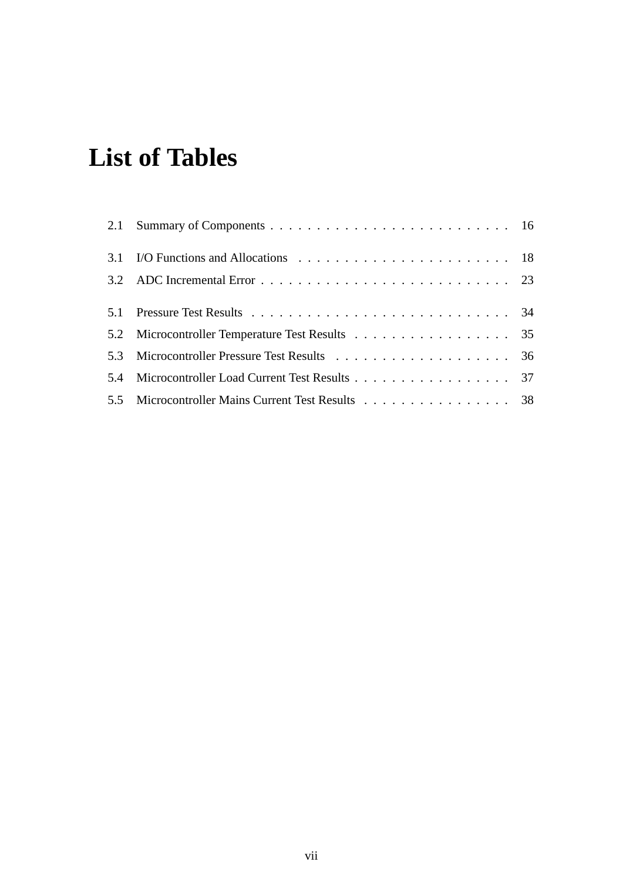# List of Tables

2.1 Summary of Components . . . . . . . . . . . . . . . . . . . . . . . . . . 16

3.1 I/O Functions and Allocations . . . . . . . . . . . . . . . . . . . . . . . 18

3.2 ADC Incremental Error . . . . . . . . . . . . . . . . . . . . . . . . . . . 23

5.1 Pressure Test Results . . . . . . . . . . . . . . . . . . . . . . . . . . . . 34

5.2 Microcontroller Temperature Test Results . . . . . . . . . . . . . . . . . 35

5.3 Microcontroller Pressure Test Results . . . . . . . . . . . . . . . . . . . 36

5.4 Microcontroller Load Current Test Results . . . . . . . . . . . . . . . . . 37

5.5 Microcontroller Mains Current Test Results . . . . . . . . . . . . . . . . 38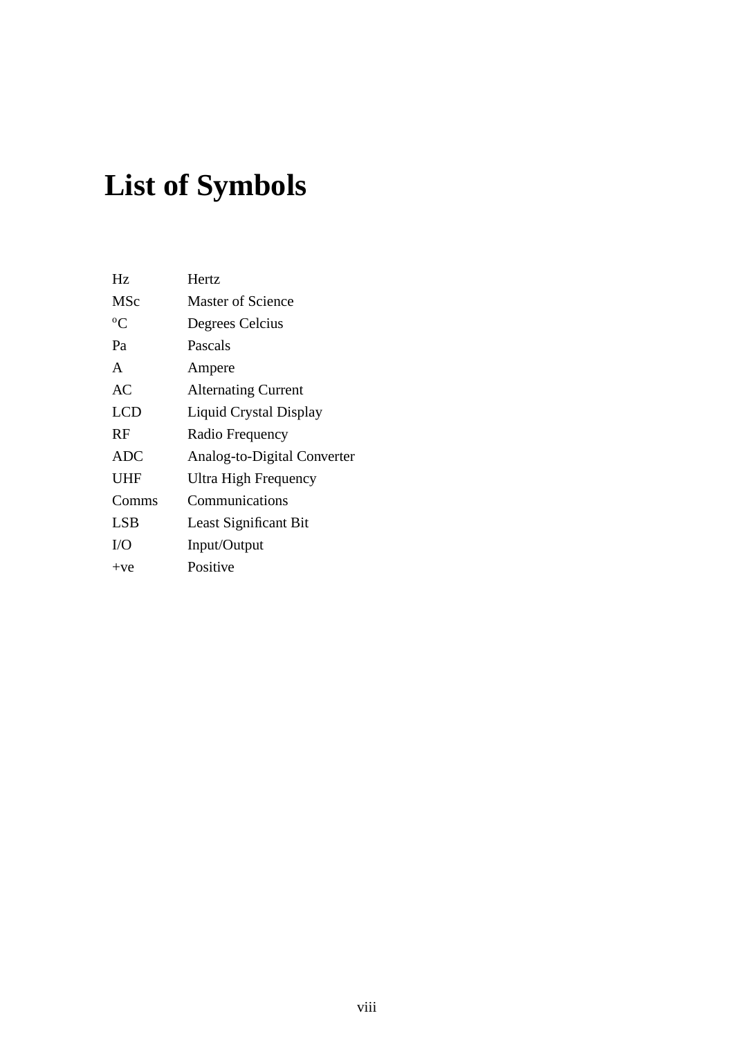# List of Symbols

| | |
|---|---|
| Hz | Hertz |
| MSc | Master of Science |
| $^{o}$C | Degrees Celcius |
| Pa | Pascals |
| A | Ampere |
| AC | Alternating Current |
| LCD | Liquid Crystal Display |
| RF | Radio Frequency |
| ADC | Analog-to-Digital Converter |
| UHF | Ultra High Frequency |
| Comms | Communications |
| LSB | Least Significant Bit |
| I/O | Input/Output |
| +ve | Positive |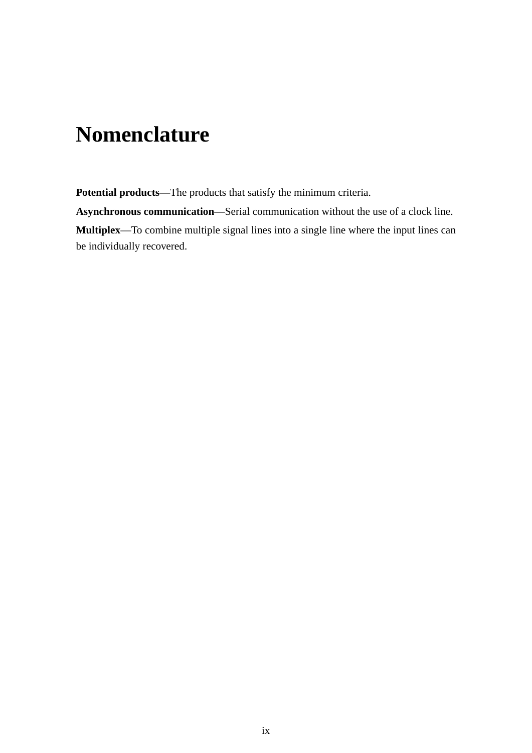# Nomenclature

**Potential products**—The products that satisfy the minimum criteria.

**Asynchronous communication**—Serial communication without the use of a clock line.

**Multiplex**—To combine multiple signal lines into a single line where the input lines can be individually recovered.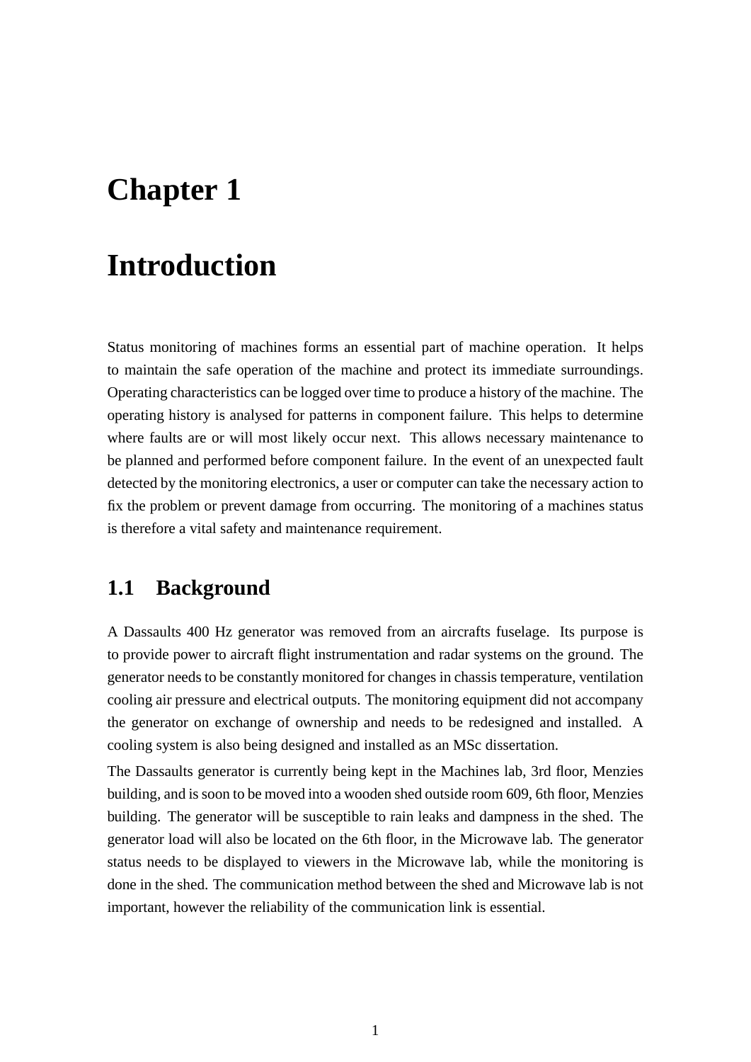# Chapter 1

# Introduction

Status monitoring of machines forms an essential part of machine operation. It helps to maintain the safe operation of the machine and protect its immediate surroundings. Operating characteristics can be logged over time to produce a history of the machine. The operating history is analysed for patterns in component failure. This helps to determine where faults are or will most likely occur next. This allows necessary maintenance to be planned and performed before component failure. In the event of an unexpected fault detected by the monitoring electronics, a user or computer can take the necessary action to fix the problem or prevent damage from occurring. The monitoring of a machines status is therefore a vital safety and maintenance requirement.

## 1.1 Background

A Dassaults 400 Hz generator was removed from an aircrafts fuselage. Its purpose is to provide power to aircraft flight instrumentation and radar systems on the ground. The generator needs to be constantly monitored for changes in chassis temperature, ventilation cooling air pressure and electrical outputs. The monitoring equipment did not accompany the generator on exchange of ownership and needs to be redesigned and installed. A cooling system is also being designed and installed as an MSc dissertation.

The Dassaults generator is currently being kept in the Machines lab, 3rd floor, Menzies building, and is soon to be moved into a wooden shed outside room 609, 6th floor, Menzies building. The generator will be susceptible to rain leaks and dampness in the shed. The generator load will also be located on the 6th floor, in the Microwave lab. The generator status needs to be displayed to viewers in the Microwave lab, while the monitoring is done in the shed. The communication method between the shed and Microwave lab is not important, however the reliability of the communication link is essential.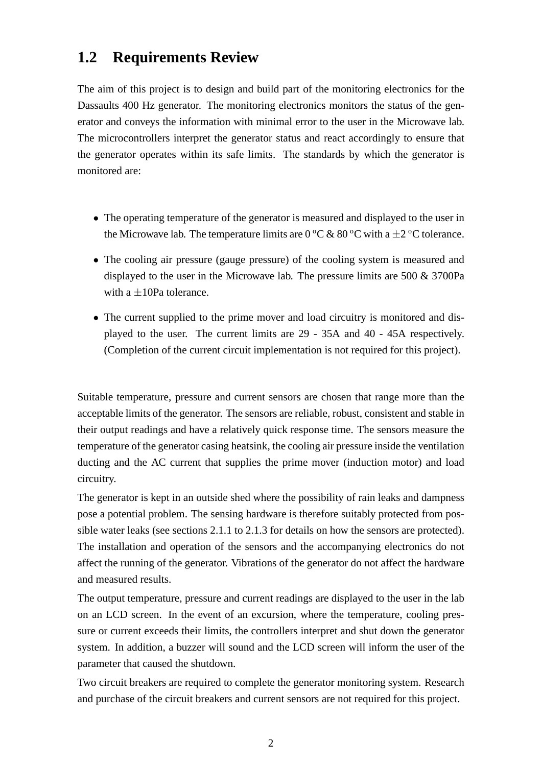## 1.2 Requirements Review

The aim of this project is to design and build part of the monitoring electronics for the Dassaults 400 Hz generator. The monitoring electronics monitors the status of the generator and conveys the information with minimal error to the user in the Microwave lab. The microcontrollers interpret the generator status and react accordingly to ensure that the generator operates within its safe limits. The standards by which the generator is monitored are:

- The operating temperature of the generator is measured and displayed to the user in the Microwave lab. The temperature limits are 0 $^{o}$C & 80 $^{o}$C with a $\pm 2$ $^{o}$C tolerance.
- The cooling air pressure (gauge pressure) of the cooling system is measured and displayed to the user in the Microwave lab. The pressure limits are 500 & 3700Pa with a $\pm 10$Pa tolerance.
- The current supplied to the prime mover and load circuitry is monitored and displayed to the user. The current limits are 29 - 35A and 40 - 45A respectively. (Completion of the current circuit implementation is not required for this project).

Suitable temperature, pressure and current sensors are chosen that range more than the acceptable limits of the generator. The sensors are reliable, robust, consistent and stable in their output readings and have a relatively quick response time. The sensors measure the temperature of the generator casing heatsink, the cooling air pressure inside the ventilation ducting and the AC current that supplies the prime mover (induction motor) and load circuitry.

The generator is kept in an outside shed where the possibility of rain leaks and dampness pose a potential problem. The sensing hardware is therefore suitably protected from possible water leaks (see sections 2.1.1 to 2.1.3 for details on how the sensors are protected). The installation and operation of the sensors and the accompanying electronics do not affect the running of the generator. Vibrations of the generator do not affect the hardware and measured results.

The output temperature, pressure and current readings are displayed to the user in the lab on an LCD screen. In the event of an excursion, where the temperature, cooling pressure or current exceeds their limits, the controllers interpret and shut down the generator system. In addition, a buzzer will sound and the LCD screen will inform the user of the parameter that caused the shutdown.

Two circuit breakers are required to complete the generator monitoring system. Research and purchase of the circuit breakers and current sensors are not required for this project.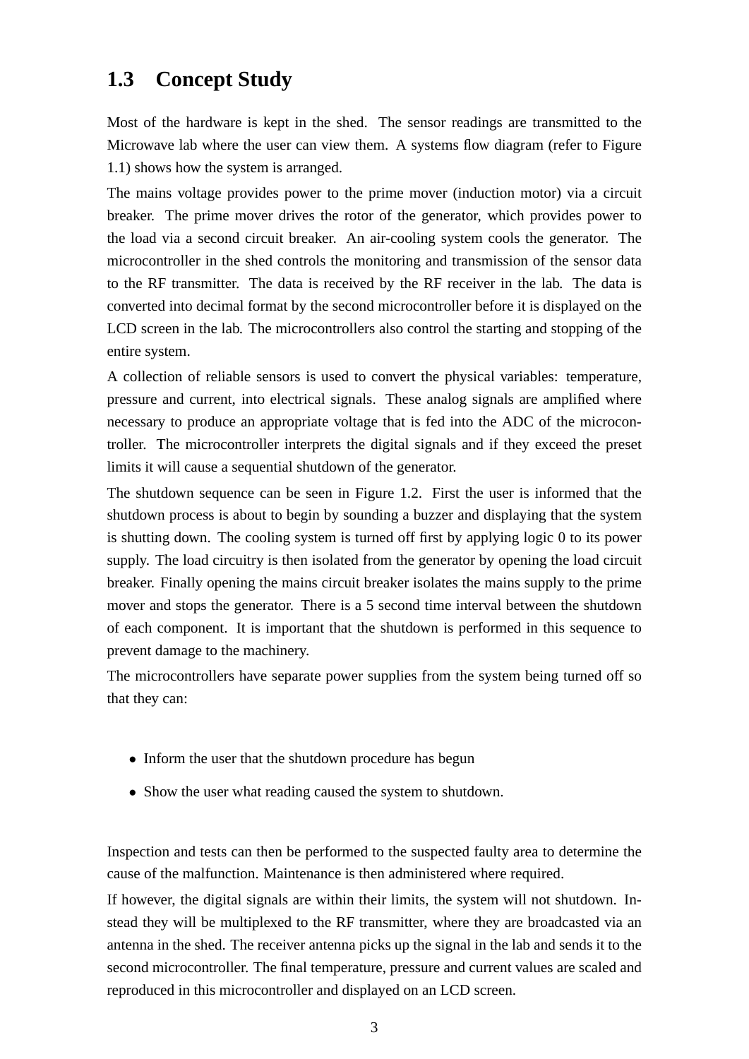## 1.3 Concept Study

Most of the hardware is kept in the shed. The sensor readings are transmitted to the Microwave lab where the user can view them. A systems flow diagram (refer to Figure 1.1) shows how the system is arranged.

The mains voltage provides power to the prime mover (induction motor) via a circuit breaker. The prime mover drives the rotor of the generator, which provides power to the load via a second circuit breaker. An air-cooling system cools the generator. The microcontroller in the shed controls the monitoring and transmission of the sensor data to the RF transmitter. The data is received by the RF receiver in the lab. The data is converted into decimal format by the second microcontroller before it is displayed on the LCD screen in the lab. The microcontrollers also control the starting and stopping of the entire system.

A collection of reliable sensors is used to convert the physical variables: temperature, pressure and current, into electrical signals. These analog signals are amplified where necessary to produce an appropriate voltage that is fed into the ADC of the microcontroller. The microcontroller interprets the digital signals and if they exceed the preset limits it will cause a sequential shutdown of the generator.

The shutdown sequence can be seen in Figure 1.2. First the user is informed that the shutdown process is about to begin by sounding a buzzer and displaying that the system is shutting down. The cooling system is turned off first by applying logic 0 to its power supply. The load circuitry is then isolated from the generator by opening the load circuit breaker. Finally opening the mains circuit breaker isolates the mains supply to the prime mover and stops the generator. There is a 5 second time interval between the shutdown of each component. It is important that the shutdown is performed in this sequence to prevent damage to the machinery.

The microcontrollers have separate power supplies from the system being turned off so that they can:

- Inform the user that the shutdown procedure has begun
- Show the user what reading caused the system to shutdown.

Inspection and tests can then be performed to the suspected faulty area to determine the cause of the malfunction. Maintenance is then administered where required.

If however, the digital signals are within their limits, the system will not shutdown. Instead they will be multiplexed to the RF transmitter, where they are broadcasted via an antenna in the shed. The receiver antenna picks up the signal in the lab and sends it to the second microcontroller. The final temperature, pressure and current values are scaled and reproduced in this microcontroller and displayed on an LCD screen.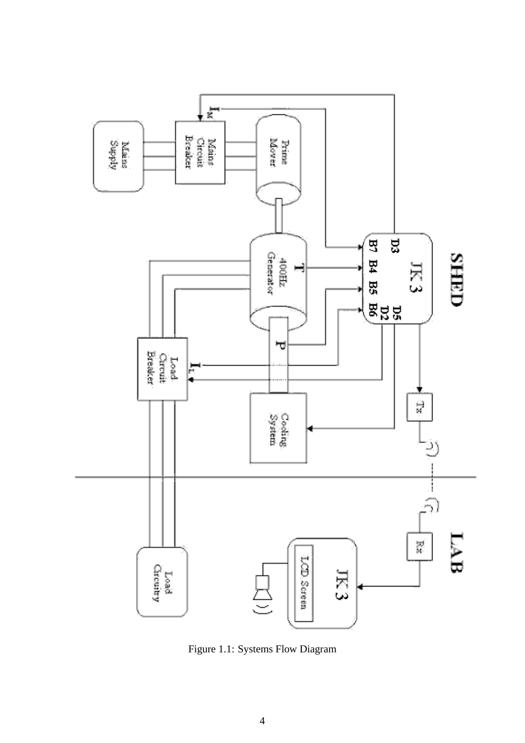Figure 1.1: Systems Flow Diagram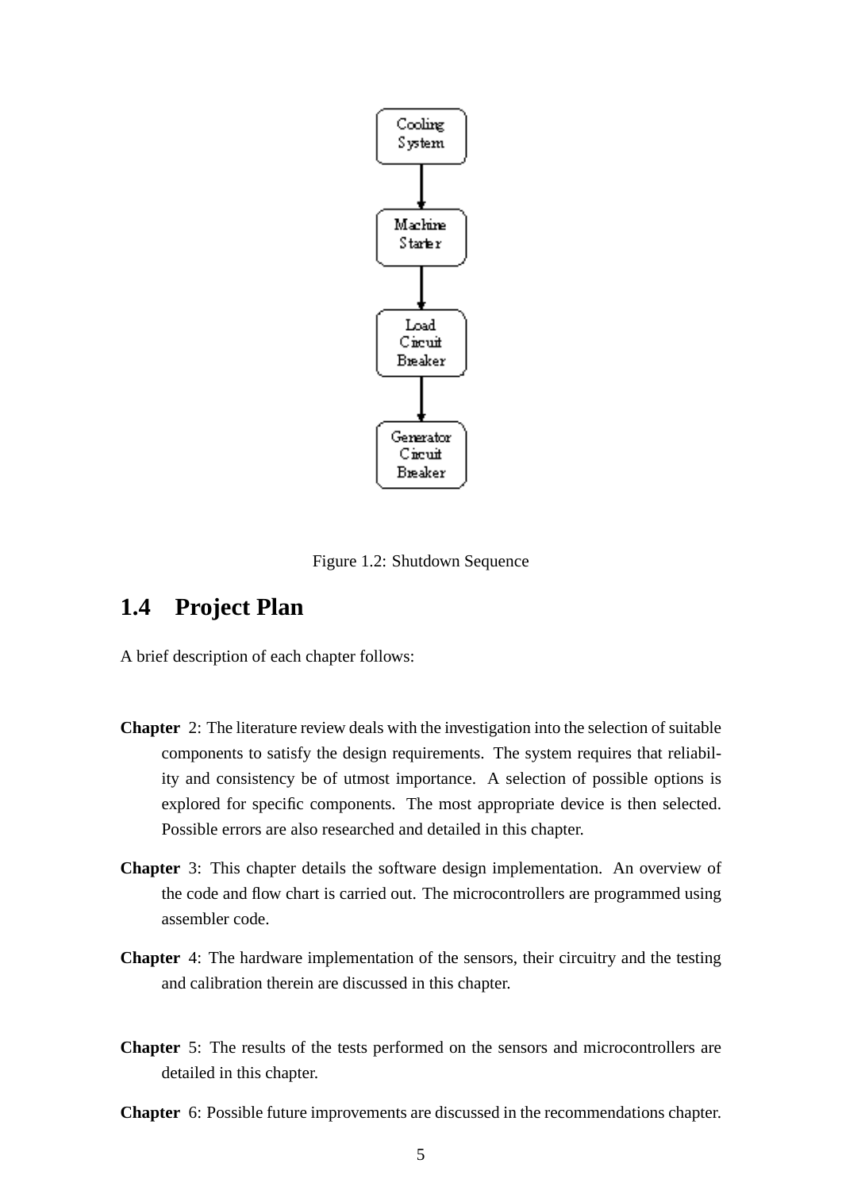Cooling System → Machine Starter → Load Circuit Breaker → Generator Circuit Breaker

Figure 1.2: Shutdown Sequence

## 1.4 Project Plan

A brief description of each chapter follows:

**Chapter** 2: The literature review deals with the investigation into the selection of suitable components to satisfy the design requirements. The system requires that reliability and consistency be of utmost importance. A selection of possible options is explored for specific components. The most appropriate device is then selected. Possible errors are also researched and detailed in this chapter.

**Chapter** 3: This chapter details the software design implementation. An overview of the code and flow chart is carried out. The microcontrollers are programmed using assembler code.

**Chapter** 4: The hardware implementation of the sensors, their circuitry and the testing and calibration therein are discussed in this chapter.

**Chapter** 5: The results of the tests performed on the sensors and microcontrollers are detailed in this chapter.

**Chapter** 6: Possible future improvements are discussed in the recommendations chapter.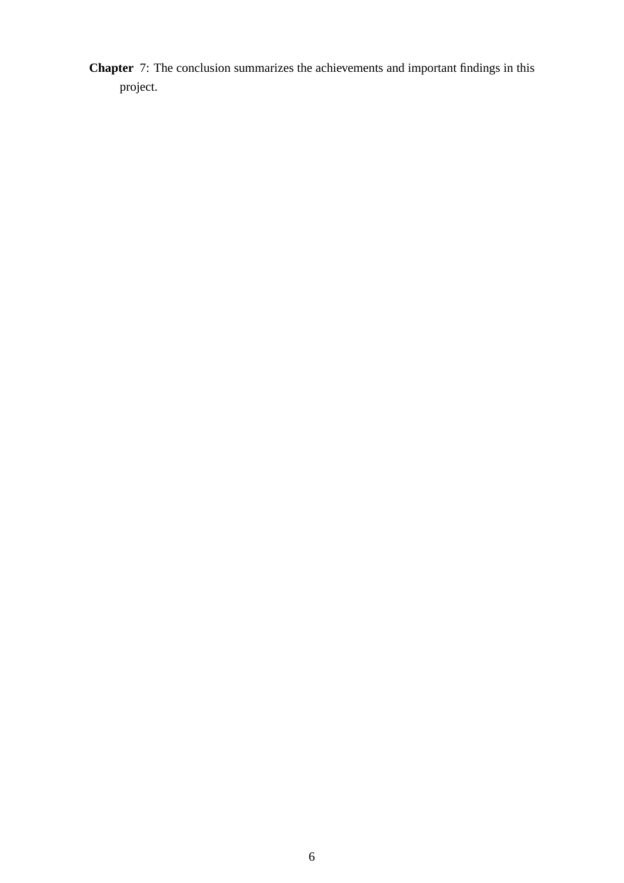**Chapter 7**: The conclusion summarizes the achievements and important findings in this project.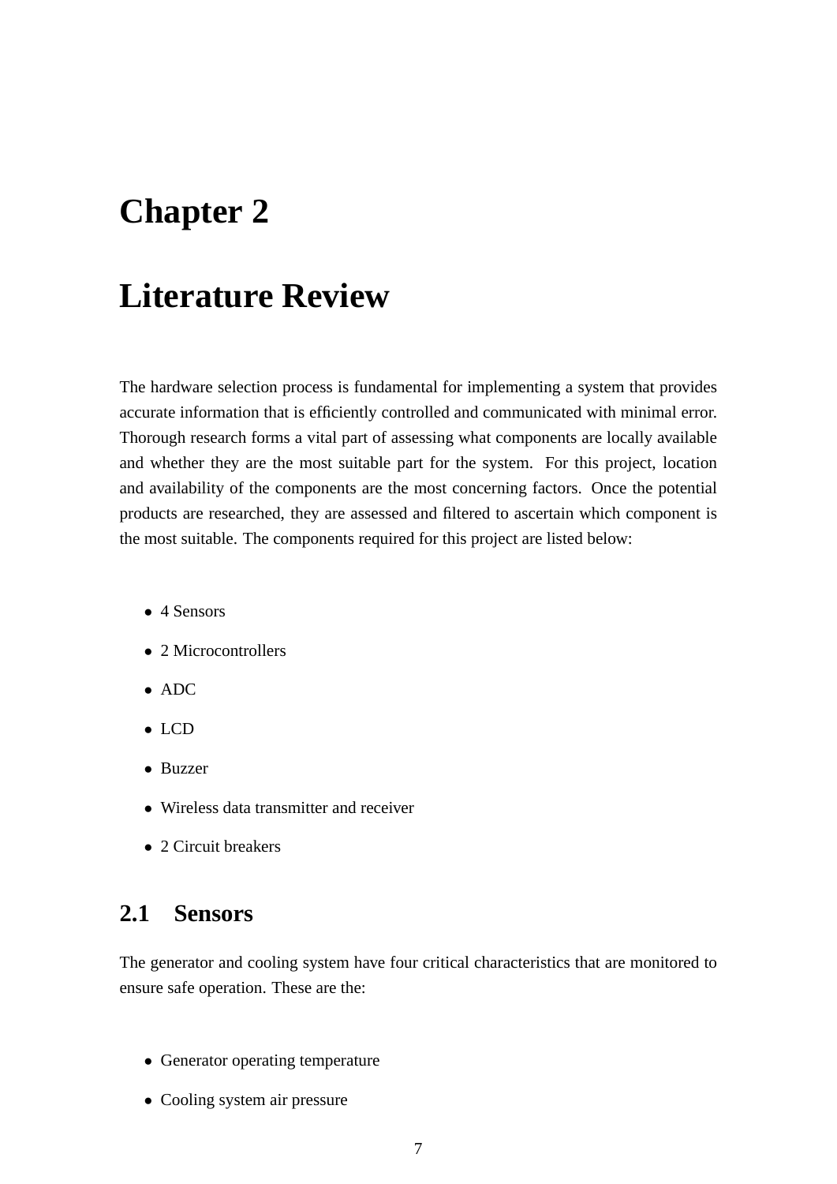# Chapter 2

# Literature Review

The hardware selection process is fundamental for implementing a system that provides accurate information that is efficiently controlled and communicated with minimal error. Thorough research forms a vital part of assessing what components are locally available and whether they are the most suitable part for the system. For this project, location and availability of the components are the most concerning factors. Once the potential products are researched, they are assessed and filtered to ascertain which component is the most suitable. The components required for this project are listed below:

- 4 Sensors
- 2 Microcontrollers
- ADC
- LCD
- Buzzer
- Wireless data transmitter and receiver
- 2 Circuit breakers

## 2.1 Sensors

The generator and cooling system have four critical characteristics that are monitored to ensure safe operation. These are the:

- Generator operating temperature
- Cooling system air pressure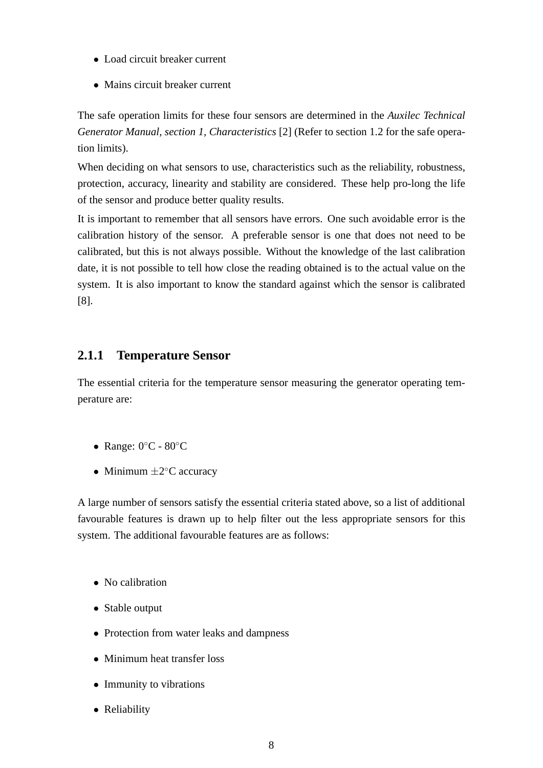- Load circuit breaker current
- Mains circuit breaker current

The safe operation limits for these four sensors are determined in the *Auxilec Technical Generator Manual, section 1, Characteristics* [2] (Refer to section 1.2 for the safe operation limits).

When deciding on what sensors to use, characteristics such as the reliability, robustness, protection, accuracy, linearity and stability are considered. These help pro-long the life of the sensor and produce better quality results.

It is important to remember that all sensors have errors. One such avoidable error is the calibration history of the sensor. A preferable sensor is one that does not need to be calibrated, but this is not always possible. Without the knowledge of the last calibration date, it is not possible to tell how close the reading obtained is to the actual value on the system. It is also important to know the standard against which the sensor is calibrated [8].

### 2.1.1 Temperature Sensor

The essential criteria for the temperature sensor measuring the generator operating temperature are:

- Range: $0^{\circ}$C - $80^{\circ}$C
- Minimum $\pm 2^{\circ}$C accuracy

A large number of sensors satisfy the essential criteria stated above, so a list of additional favourable features is drawn up to help filter out the less appropriate sensors for this system. The additional favourable features are as follows:

- No calibration
- Stable output
- Protection from water leaks and dampness
- Minimum heat transfer loss
- Immunity to vibrations
- Reliability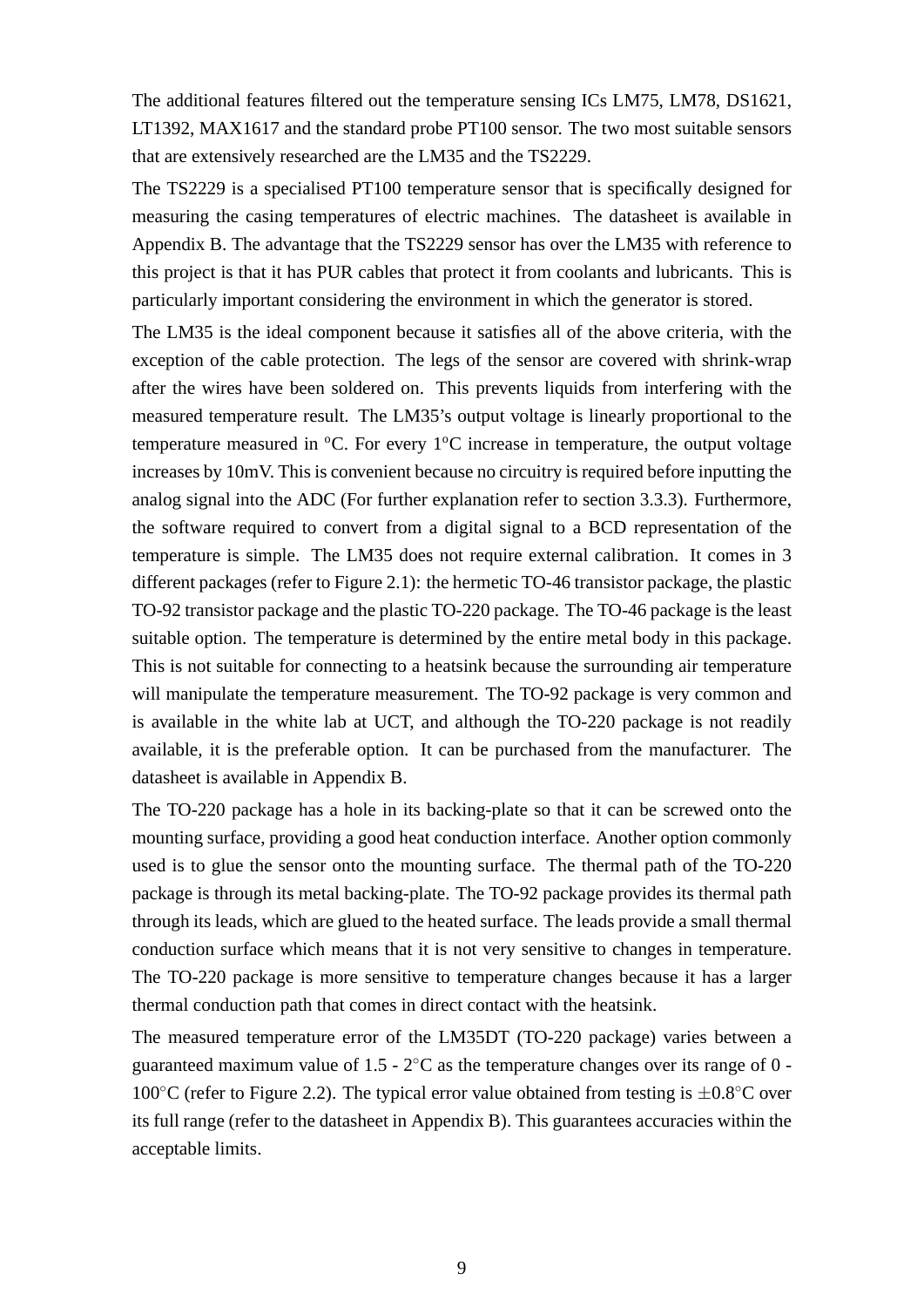The additional features filtered out the temperature sensing ICs LM75, LM78, DS1621, LT1392, MAX1617 and the standard probe PT100 sensor. The two most suitable sensors that are extensively researched are the LM35 and the TS2229.

The TS2229 is a specialised PT100 temperature sensor that is specifically designed for measuring the casing temperatures of electric machines. The datasheet is available in Appendix B. The advantage that the TS2229 sensor has over the LM35 with reference to this project is that it has PUR cables that protect it from coolants and lubricants. This is particularly important considering the environment in which the generator is stored.

The LM35 is the ideal component because it satisfies all of the above criteria, with the exception of the cable protection. The legs of the sensor are covered with shrink-wrap after the wires have been soldered on. This prevents liquids from interfering with the measured temperature result. The LM35's output voltage is linearly proportional to the temperature measured in $^{o}$C. For every 1$^{o}$C increase in temperature, the output voltage increases by 10mV. This is convenient because no circuitry is required before inputting the analog signal into the ADC (For further explanation refer to section 3.3.3). Furthermore, the software required to convert from a digital signal to a BCD representation of the temperature is simple. The LM35 does not require external calibration. It comes in 3 different packages (refer to Figure 2.1): the hermetic TO-46 transistor package, the plastic TO-92 transistor package and the plastic TO-220 package. The TO-46 package is the least suitable option. The temperature is determined by the entire metal body in this package. This is not suitable for connecting to a heatsink because the surrounding air temperature will manipulate the temperature measurement. The TO-92 package is very common and is available in the white lab at UCT, and although the TO-220 package is not readily available, it is the preferable option. It can be purchased from the manufacturer. The datasheet is available in Appendix B.

The TO-220 package has a hole in its backing-plate so that it can be screwed onto the mounting surface, providing a good heat conduction interface. Another option commonly used is to glue the sensor onto the mounting surface. The thermal path of the TO-220 package is through its metal backing-plate. The TO-92 package provides its thermal path through its leads, which are glued to the heated surface. The leads provide a small thermal conduction surface which means that it is not very sensitive to changes in temperature. The TO-220 package is more sensitive to temperature changes because it has a larger thermal conduction path that comes in direct contact with the heatsink.

The measured temperature error of the LM35DT (TO-220 package) varies between a guaranteed maximum value of 1.5 - 2$^{\circ}$C as the temperature changes over its range of 0 - 100$^{\circ}$C (refer to Figure 2.2). The typical error value obtained from testing is $\pm$0.8$^{\circ}$C over its full range (refer to the datasheet in Appendix B). This guarantees accuracies within the acceptable limits.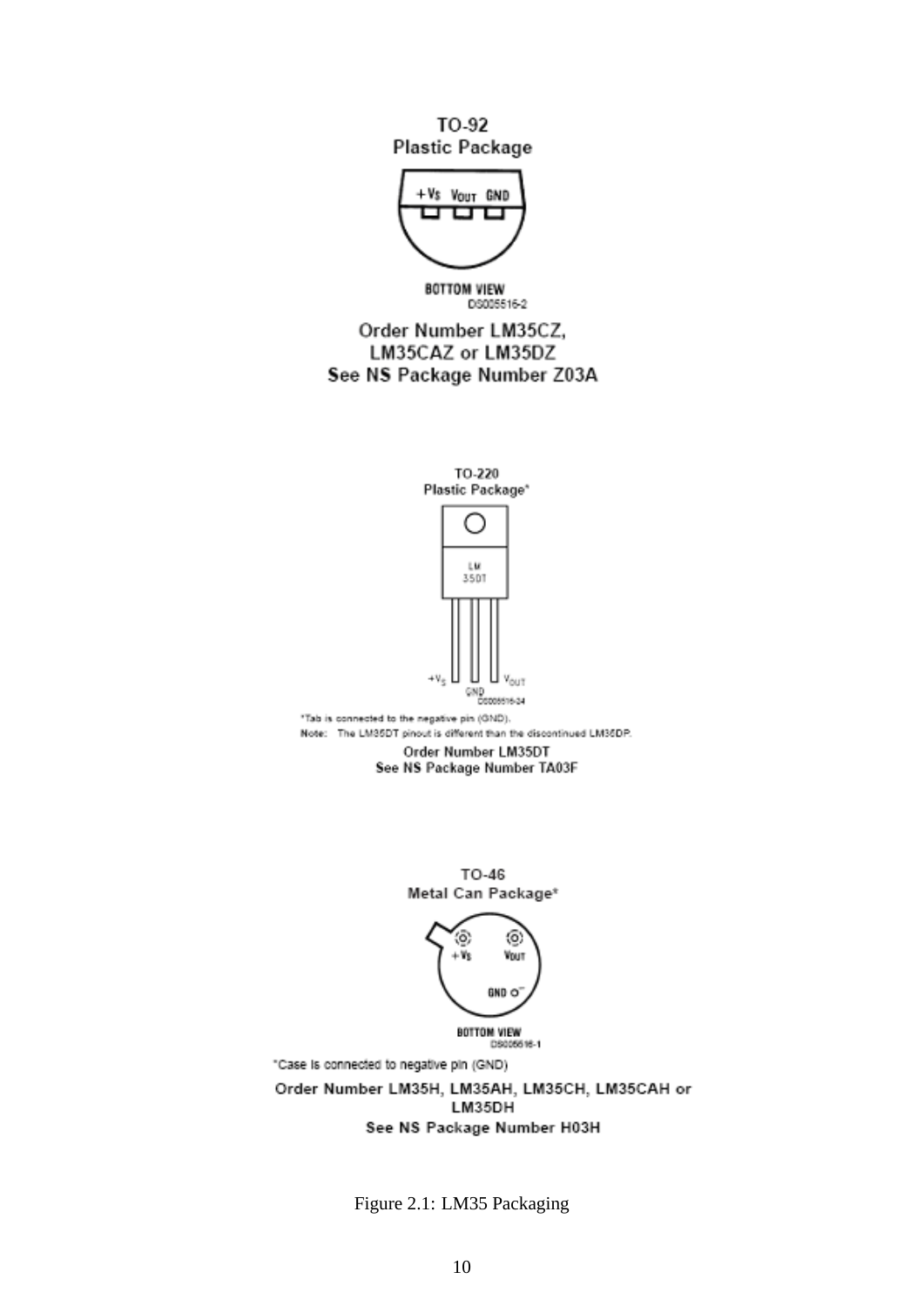TO-92

Plastic Package

+Vs VOUT GND

BOTTOM VIEW

DS005516-2

Order Number LM35CZ,
LM35CAZ or LM35DZ
See NS Package Number Z03A

TO-220

Plastic Package*

LM
35DT

+VS GND VOUT

DS005516-24

*Tab is connected to the negative pin (GND).

Note: The LM35DT pinout is different than the discontinued LM35DP.

Order Number LM35DT
See NS Package Number TA03F

TO-46

Metal Can Package*

+Vs VOUT

GND

BOTTOM VIEW

DS005516-1

*Case is connected to negative pin (GND)

Order Number LM35H, LM35AH, LM35CH, LM35CAH or
LM35DH
See NS Package Number H03H

Figure 2.1: LM35 Packaging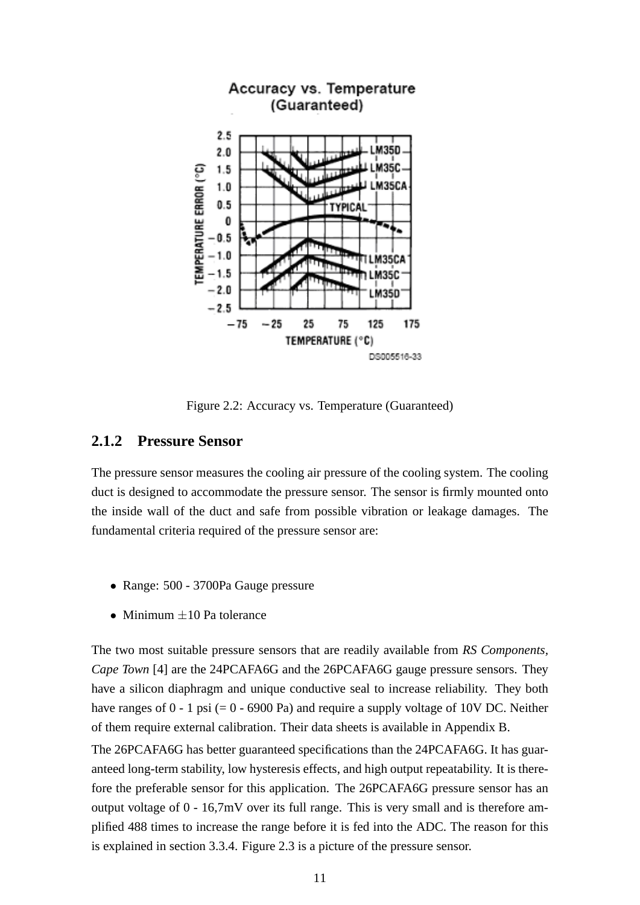Figure 2.2: Accuracy vs. Temperature (Guaranteed)

### 2.1.2 Pressure Sensor

The pressure sensor measures the cooling air pressure of the cooling system. The cooling duct is designed to accommodate the pressure sensor. The sensor is firmly mounted onto the inside wall of the duct and safe from possible vibration or leakage damages. The fundamental criteria required of the pressure sensor are:

- Range: 500 - 3700Pa Gauge pressure
- Minimum $\pm$10 Pa tolerance

The two most suitable pressure sensors that are readily available from *RS Components, Cape Town* [4] are the 24PCAFA6G and the 26PCAFA6G gauge pressure sensors. They have a silicon diaphragm and unique conductive seal to increase reliability. They both have ranges of 0 - 1 psi (= 0 - 6900 Pa) and require a supply voltage of 10V DC. Neither of them require external calibration. Their data sheets is available in Appendix B.

The 26PCAFA6G has better guaranteed specifications than the 24PCAFA6G. It has guaranteed long-term stability, low hysteresis effects, and high output repeatability. It is therefore the preferable sensor for this application. The 26PCAFA6G pressure sensor has an output voltage of 0 - 16,7mV over its full range. This is very small and is therefore amplified 488 times to increase the range before it is fed into the ADC. The reason for this is explained in section 3.3.4. Figure 2.3 is a picture of the pressure sensor.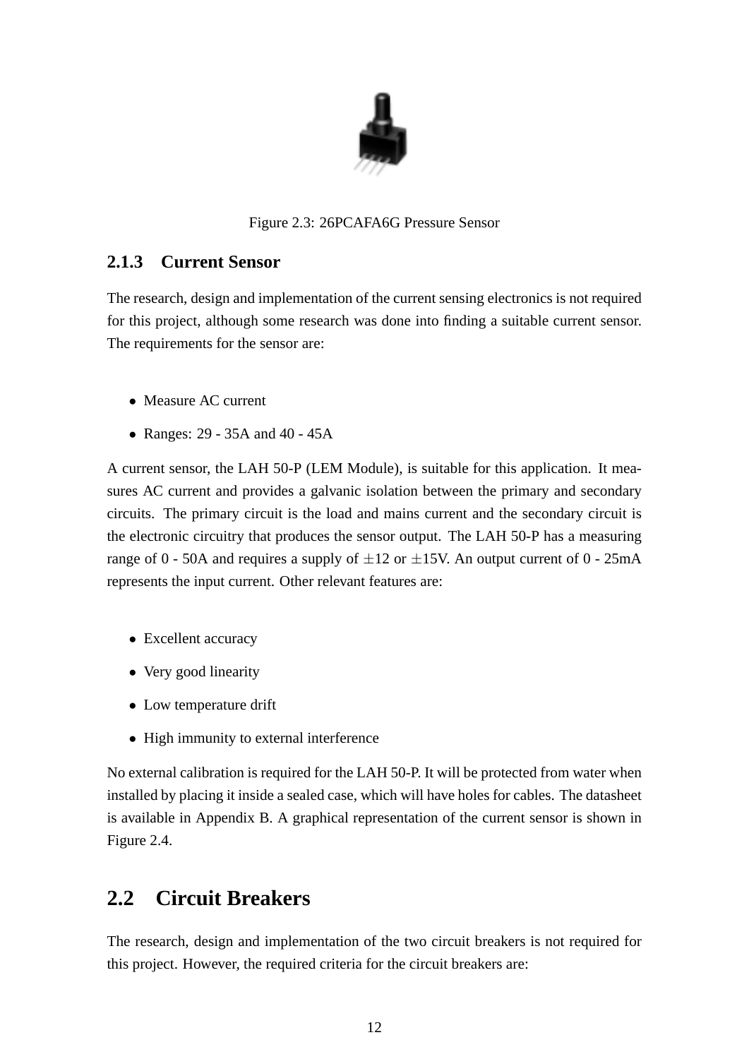Figure 2.3: 26PCAFA6G Pressure Sensor

### 2.1.3 Current Sensor

The research, design and implementation of the current sensing electronics is not required for this project, although some research was done into finding a suitable current sensor. The requirements for the sensor are:

- Measure AC current
- Ranges: 29 - 35A and 40 - 45A

A current sensor, the LAH 50-P (LEM Module), is suitable for this application. It measures AC current and provides a galvanic isolation between the primary and secondary circuits. The primary circuit is the load and mains current and the secondary circuit is the electronic circuitry that produces the sensor output. The LAH 50-P has a measuring range of 0 - 50A and requires a supply of $\pm$12 or $\pm$15V. An output current of 0 - 25mA represents the input current. Other relevant features are:

- Excellent accuracy
- Very good linearity
- Low temperature drift
- High immunity to external interference

No external calibration is required for the LAH 50-P. It will be protected from water when installed by placing it inside a sealed case, which will have holes for cables. The datasheet is available in Appendix B. A graphical representation of the current sensor is shown in Figure 2.4.

## 2.2 Circuit Breakers

The research, design and implementation of the two circuit breakers is not required for this project. However, the required criteria for the circuit breakers are: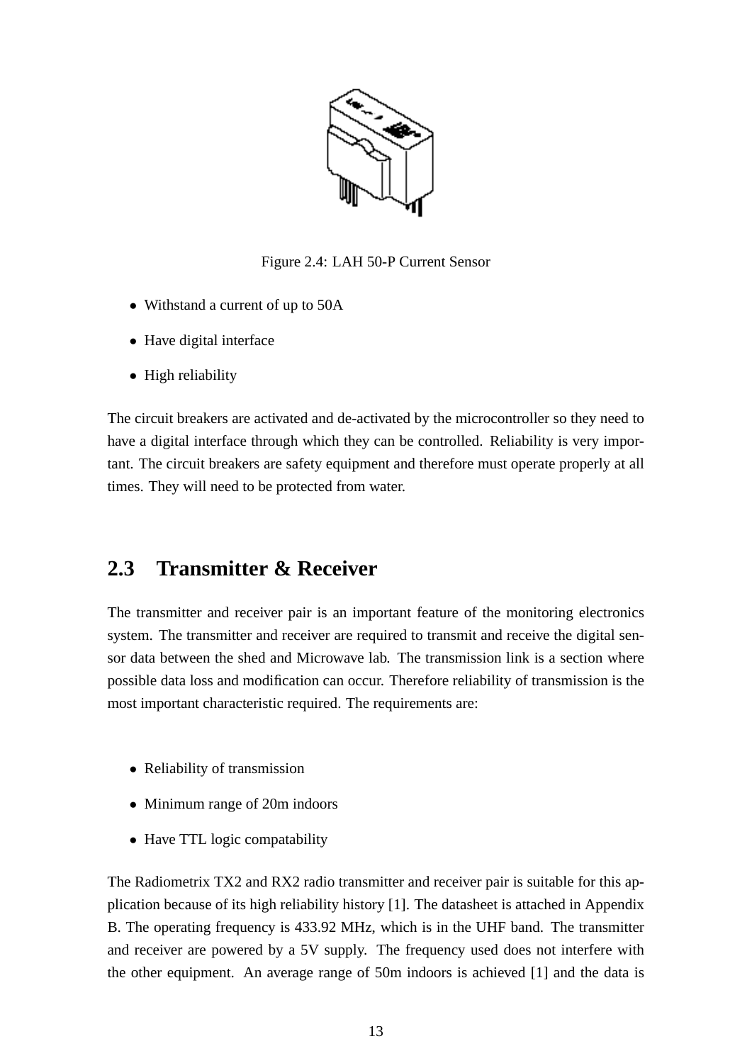Figure 2.4: LAH 50-P Current Sensor

- Withstand a current of up to 50A
- Have digital interface
- High reliability

The circuit breakers are activated and de-activated by the microcontroller so they need to have a digital interface through which they can be controlled. Reliability is very important. The circuit breakers are safety equipment and therefore must operate properly at all times. They will need to be protected from water.

## 2.3 Transmitter & Receiver

The transmitter and receiver pair is an important feature of the monitoring electronics system. The transmitter and receiver are required to transmit and receive the digital sensor data between the shed and Microwave lab. The transmission link is a section where possible data loss and modification can occur. Therefore reliability of transmission is the most important characteristic required. The requirements are:

- Reliability of transmission
- Minimum range of 20m indoors
- Have TTL logic compatability

The Radiometrix TX2 and RX2 radio transmitter and receiver pair is suitable for this application because of its high reliability history [1]. The datasheet is attached in Appendix B. The operating frequency is 433.92 MHz, which is in the UHF band. The transmitter and receiver are powered by a 5V supply. The frequency used does not interfere with the other equipment. An average range of 50m indoors is achieved [1] and the data is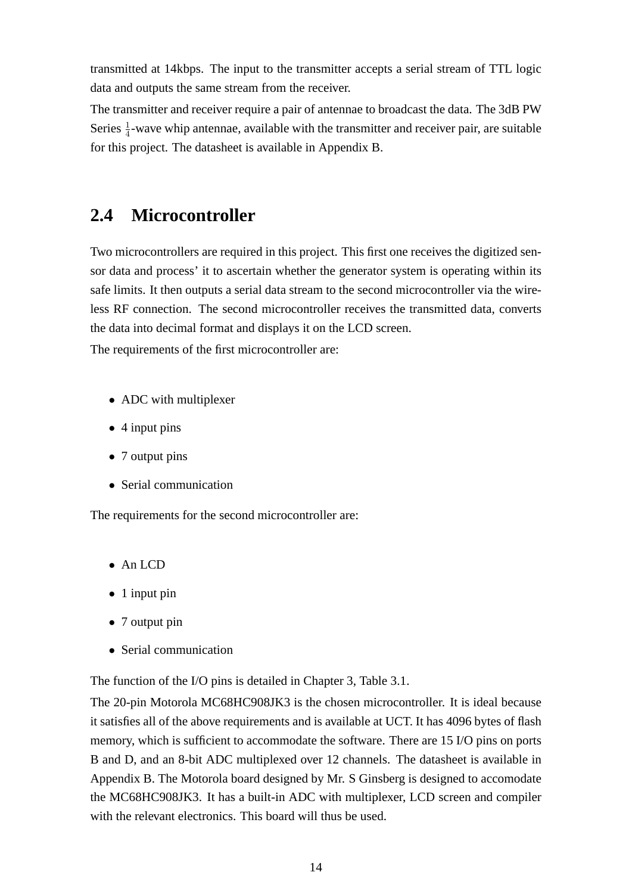transmitted at 14kbps. The input to the transmitter accepts a serial stream of TTL logic data and outputs the same stream from the receiver.

The transmitter and receiver require a pair of antennae to broadcast the data. The 3dB PW Series $\frac{1}{4}$-wave whip antennae, available with the transmitter and receiver pair, are suitable for this project. The datasheet is available in Appendix B.

## 2.4 Microcontroller

Two microcontrollers are required in this project. This first one receives the digitized sensor data and process' it to ascertain whether the generator system is operating within its safe limits. It then outputs a serial data stream to the second microcontroller via the wireless RF connection. The second microcontroller receives the transmitted data, converts the data into decimal format and displays it on the LCD screen.

The requirements of the first microcontroller are:

- ADC with multiplexer
- 4 input pins
- 7 output pins
- Serial communication

The requirements for the second microcontroller are:

- An LCD
- 1 input pin
- 7 output pin
- Serial communication

The function of the I/O pins is detailed in Chapter 3, Table 3.1.

The 20-pin Motorola MC68HC908JK3 is the chosen microcontroller. It is ideal because it satisfies all of the above requirements and is available at UCT. It has 4096 bytes of flash memory, which is sufficient to accommodate the software. There are 15 I/O pins on ports B and D, and an 8-bit ADC multiplexed over 12 channels. The datasheet is available in Appendix B. The Motorola board designed by Mr. S Ginsberg is designed to accomodate the MC68HC908JK3. It has a built-in ADC with multiplexer, LCD screen and compiler with the relevant electronics. This board will thus be used.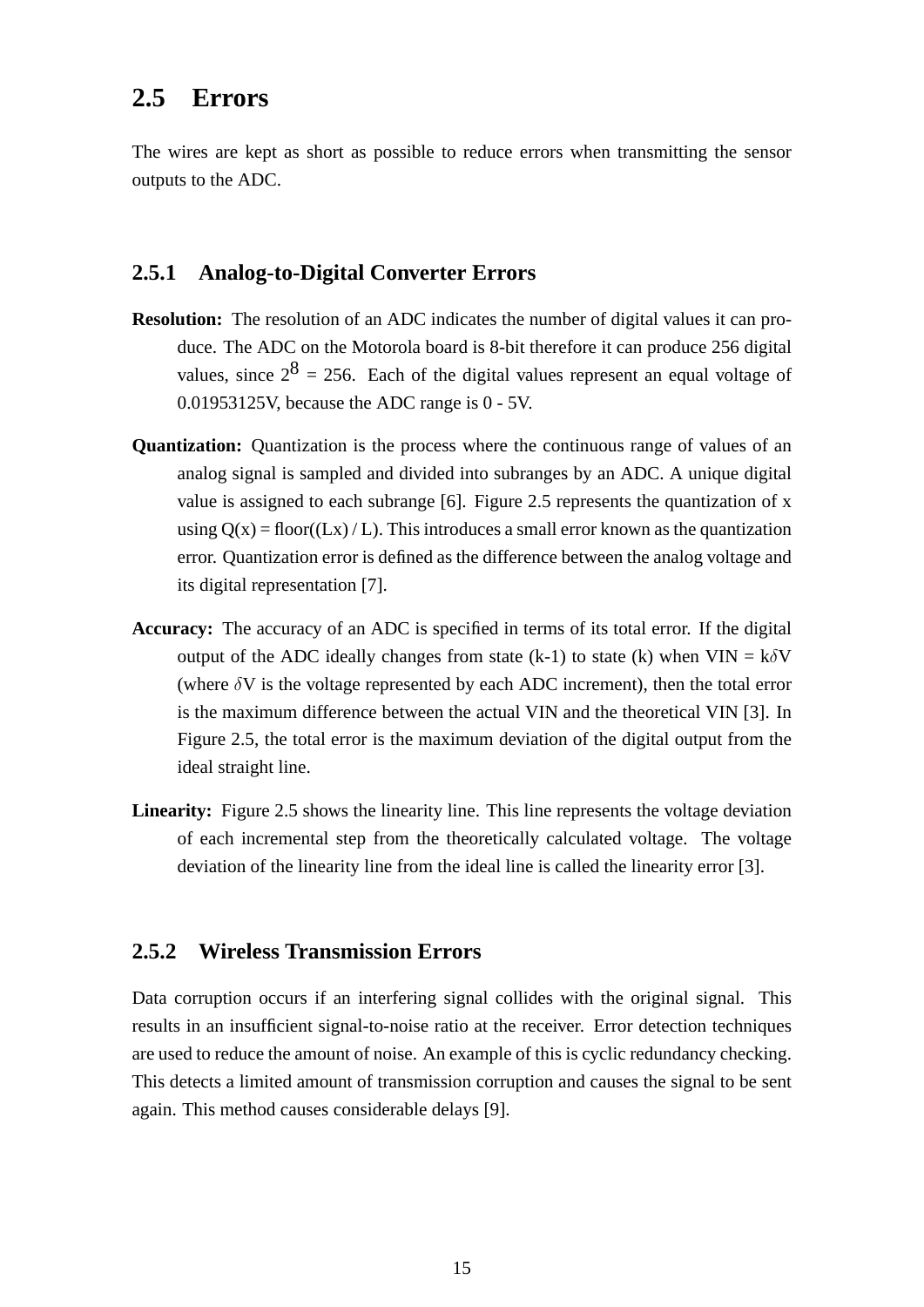## 2.5 Errors

The wires are kept as short as possible to reduce errors when transmitting the sensor outputs to the ADC.

### 2.5.1 Analog-to-Digital Converter Errors

**Resolution:** The resolution of an ADC indicates the number of digital values it can produce. The ADC on the Motorola board is 8-bit therefore it can produce 256 digital values, since $2^8 = 256$. Each of the digital values represent an equal voltage of 0.01953125V, because the ADC range is 0 - 5V.

**Quantization:** Quantization is the process where the continuous range of values of an analog signal is sampled and divided into subranges by an ADC. A unique digital value is assigned to each subrange [6]. Figure 2.5 represents the quantization of x using Q(x) = floor((Lx) / L). This introduces a small error known as the quantization error. Quantization error is defined as the difference between the analog voltage and its digital representation [7].

**Accuracy:** The accuracy of an ADC is specified in terms of its total error. If the digital output of the ADC ideally changes from state (k-1) to state (k) when VIN = $k\delta V$ (where $\delta V$ is the voltage represented by each ADC increment), then the total error is the maximum difference between the actual VIN and the theoretical VIN [3]. In Figure 2.5, the total error is the maximum deviation of the digital output from the ideal straight line.

**Linearity:** Figure 2.5 shows the linearity line. This line represents the voltage deviation of each incremental step from the theoretically calculated voltage. The voltage deviation of the linearity line from the ideal line is called the linearity error [3].

### 2.5.2 Wireless Transmission Errors

Data corruption occurs if an interfering signal collides with the original signal. This results in an insufficient signal-to-noise ratio at the receiver. Error detection techniques are used to reduce the amount of noise. An example of this is cyclic redundancy checking. This detects a limited amount of transmission corruption and causes the signal to be sent again. This method causes considerable delays [9].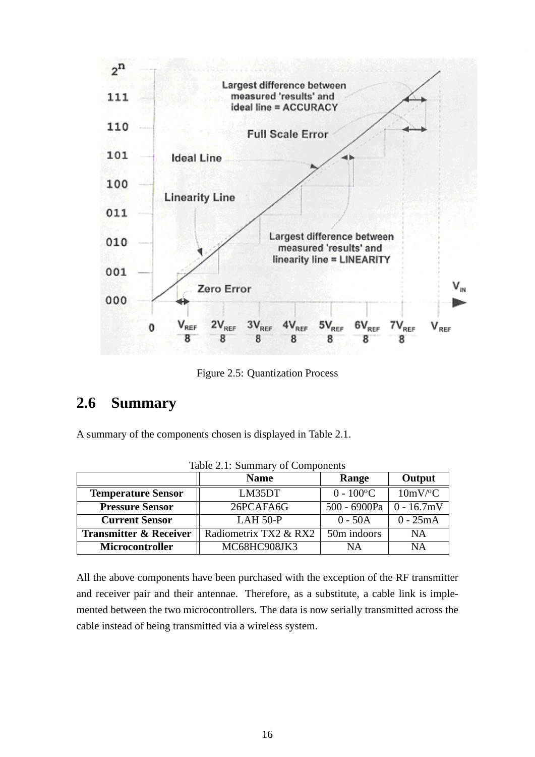Figure 2.5: Quantization Process

## 2.6 Summary

A summary of the components chosen is displayed in Table 2.1.

Table 2.1: Summary of Components

| | Name | Range | Output |
|---|---|---|---|
| **Temperature Sensor** | LM35DT | 0 - 100°C | 10mV/°C |
| **Pressure Sensor** | 26PCAFA6G | 500 - 6900Pa | 0 - 16.7mV |
| **Current Sensor** | LAH 50-P | 0 - 50A | 0 - 25mA |
| **Transmitter & Receiver** | Radiometrix TX2 & RX2 | 50m indoors | NA |
| **Microcontroller** | MC68HC908JK3 | NA | NA |

All the above components have been purchased with the exception of the RF transmitter and receiver pair and their antennae. Therefore, as a substitute, a cable link is implemented between the two microcontrollers. The data is now serially transmitted across the cable instead of being transmitted via a wireless system.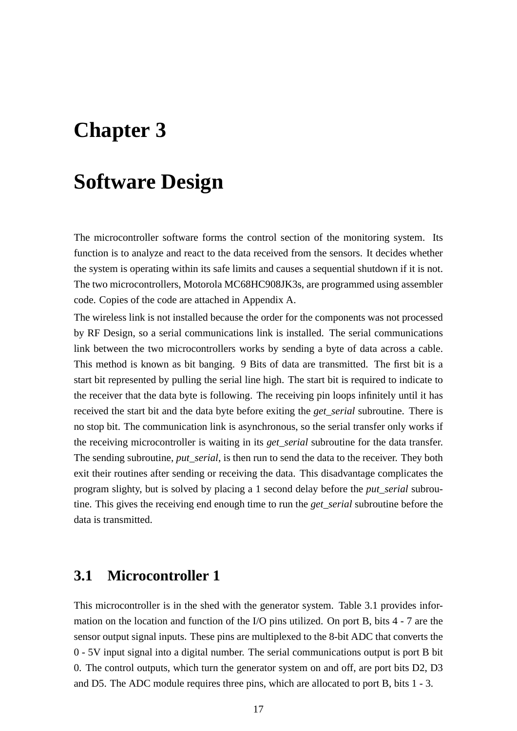# Chapter 3

# Software Design

The microcontroller software forms the control section of the monitoring system. Its function is to analyze and react to the data received from the sensors. It decides whether the system is operating within its safe limits and causes a sequential shutdown if it is not. The two microcontrollers, Motorola MC68HC908JK3s, are programmed using assembler code. Copies of the code are attached in Appendix A.

The wireless link is not installed because the order for the components was not processed by RF Design, so a serial communications link is installed. The serial communications link between the two microcontrollers works by sending a byte of data across a cable. This method is known as bit banging. 9 Bits of data are transmitted. The first bit is a start bit represented by pulling the serial line high. The start bit is required to indicate to the receiver that the data byte is following. The receiving pin loops infinitely until it has received the start bit and the data byte before exiting the *get_serial* subroutine. There is no stop bit. The communication link is asynchronous, so the serial transfer only works if the receiving microcontroller is waiting in its *get_serial* subroutine for the data transfer. The sending subroutine, *put_serial*, is then run to send the data to the receiver. They both exit their routines after sending or receiving the data. This disadvantage complicates the program slighty, but is solved by placing a 1 second delay before the *put_serial* subroutine. This gives the receiving end enough time to run the *get_serial* subroutine before the data is transmitted.

## 3.1 Microcontroller 1

This microcontroller is in the shed with the generator system. Table 3.1 provides information on the location and function of the I/O pins utilized. On port B, bits 4 - 7 are the sensor output signal inputs. These pins are multiplexed to the 8-bit ADC that converts the 0 - 5V input signal into a digital number. The serial communications output is port B bit 0. The control outputs, which turn the generator system on and off, are port bits D2, D3 and D5. The ADC module requires three pins, which are allocated to port B, bits 1 - 3.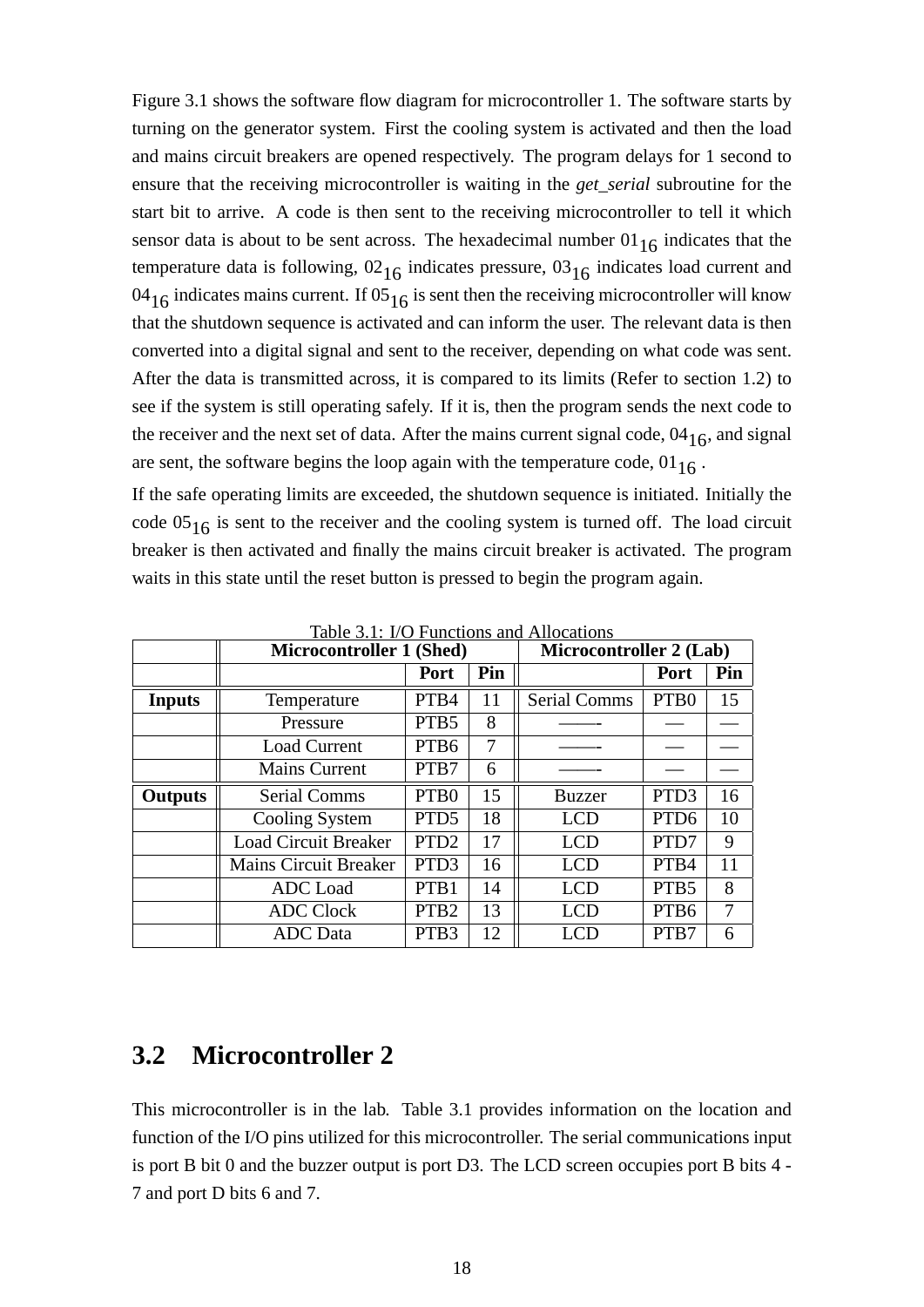Figure 3.1 shows the software flow diagram for microcontroller 1. The software starts by turning on the generator system. First the cooling system is activated and then the load and mains circuit breakers are opened respectively. The program delays for 1 second to ensure that the receiving microcontroller is waiting in the *get_serial* subroutine for the start bit to arrive. A code is then sent to the receiving microcontroller to tell it which sensor data is about to be sent across. The hexadecimal number $01_{16}$ indicates that the temperature data is following, $02_{16}$ indicates pressure, $03_{16}$ indicates load current and $04_{16}$ indicates mains current. If $05_{16}$ is sent then the receiving microcontroller will know that the shutdown sequence is activated and can inform the user. The relevant data is then converted into a digital signal and sent to the receiver, depending on what code was sent. After the data is transmitted across, it is compared to its limits (Refer to section 1.2) to see if the system is still operating safely. If it is, then the program sends the next code to the receiver and the next set of data. After the mains current signal code, $04_{16}$, and signal are sent, the software begins the loop again with the temperature code, $01_{16}$ .

If the safe operating limits are exceeded, the shutdown sequence is initiated. Initially the code $05_{16}$ is sent to the receiver and the cooling system is turned off. The load circuit breaker is then activated and finally the mains circuit breaker is activated. The program waits in this state until the reset button is pressed to begin the program again.

Table 3.1: I/O Functions and Allocations

| | **Microcontroller 1 (Shed)** | | | **Microcontroller 2 (Lab)** | | |
|---|---|---|---|---|---|---|
| | | **Port** | **Pin** | | **Port** | **Pin** |
| **Inputs** | Temperature | PTB4 | 11 | Serial Comms | PTB0 | 15 |
| | Pressure | PTB5 | 8 | ——- | — | — |
| | Load Current | PTB6 | 7 | ——- | — | — |
| | Mains Current | PTB7 | 6 | ——- | — | — |
| **Outputs** | Serial Comms | PTB0 | 15 | Buzzer | PTD3 | 16 |
| | Cooling System | PTD5 | 18 | LCD | PTD6 | 10 |
| | Load Circuit Breaker | PTD2 | 17 | LCD | PTD7 | 9 |
| | Mains Circuit Breaker | PTD3 | 16 | LCD | PTB4 | 11 |
| | ADC Load | PTB1 | 14 | LCD | PTB5 | 8 |
| | ADC Clock | PTB2 | 13 | LCD | PTB6 | 7 |
| | ADC Data | PTB3 | 12 | LCD | PTB7 | 6 |

## 3.2 Microcontroller 2

This microcontroller is in the lab. Table 3.1 provides information on the location and function of the I/O pins utilized for this microcontroller. The serial communications input is port B bit 0 and the buzzer output is port D3. The LCD screen occupies port B bits 4 - 7 and port D bits 6 and 7.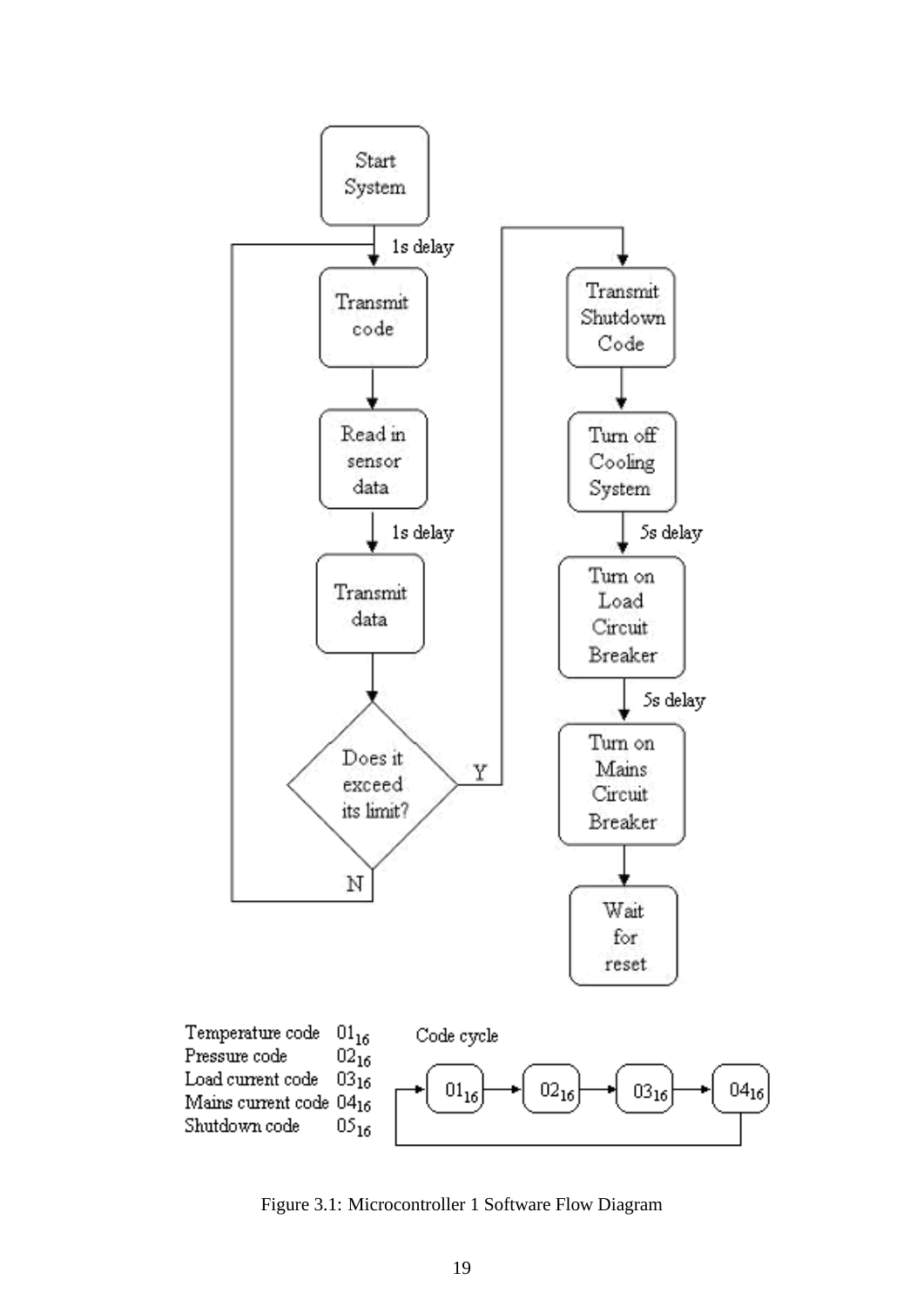Start System

1s delay

Transmit code

Read in sensor data

1s delay

Transmit data

Does it exceed its limit?

N

Y

Transmit Shutdown Code

Turn off Cooling System

5s delay

Turn on Load Circuit Breaker

5s delay

Turn on Mains Circuit Breaker

Wait for reset

| | |
|---|---|
| Temperature code | $01_{16}$ |
| Pressure code | $02_{16}$ |
| Load current code | $03_{16}$ |
| Mains current code | $04_{16}$ |
| Shutdown code | $05_{16}$ |

Code cycle

$01_{16}$ → $02_{16}$ → $03_{16}$ → $04_{16}$ → $01_{16}$

Figure 3.1: Microcontroller 1 Software Flow Diagram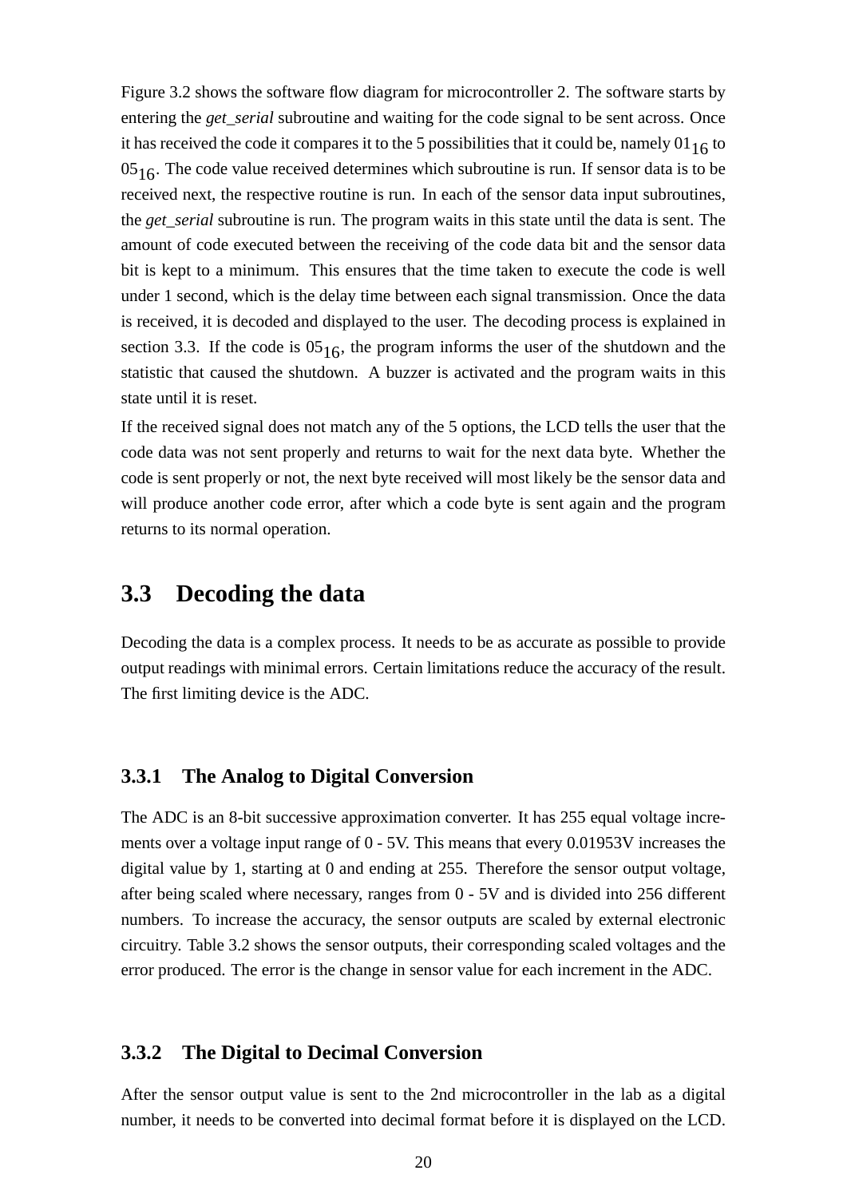Figure 3.2 shows the software flow diagram for microcontroller 2. The software starts by entering the *get_serial* subroutine and waiting for the code signal to be sent across. Once it has received the code it compares it to the 5 possibilities that it could be, namely $01_{16}$ to $05_{16}$. The code value received determines which subroutine is run. If sensor data is to be received next, the respective routine is run. In each of the sensor data input subroutines, the *get_serial* subroutine is run. The program waits in this state until the data is sent. The amount of code executed between the receiving of the code data bit and the sensor data bit is kept to a minimum. This ensures that the time taken to execute the code is well under 1 second, which is the delay time between each signal transmission. Once the data is received, it is decoded and displayed to the user. The decoding process is explained in section 3.3. If the code is $05_{16}$, the program informs the user of the shutdown and the statistic that caused the shutdown. A buzzer is activated and the program waits in this state until it is reset.

If the received signal does not match any of the 5 options, the LCD tells the user that the code data was not sent properly and returns to wait for the next data byte. Whether the code is sent properly or not, the next byte received will most likely be the sensor data and will produce another code error, after which a code byte is sent again and the program returns to its normal operation.

## 3.3 Decoding the data

Decoding the data is a complex process. It needs to be as accurate as possible to provide output readings with minimal errors. Certain limitations reduce the accuracy of the result. The first limiting device is the ADC.

### 3.3.1 The Analog to Digital Conversion

The ADC is an 8-bit successive approximation converter. It has 255 equal voltage increments over a voltage input range of 0 - 5V. This means that every 0.01953V increases the digital value by 1, starting at 0 and ending at 255. Therefore the sensor output voltage, after being scaled where necessary, ranges from 0 - 5V and is divided into 256 different numbers. To increase the accuracy, the sensor outputs are scaled by external electronic circuitry. Table 3.2 shows the sensor outputs, their corresponding scaled voltages and the error produced. The error is the change in sensor value for each increment in the ADC.

### 3.3.2 The Digital to Decimal Conversion

After the sensor output value is sent to the 2nd microcontroller in the lab as a digital number, it needs to be converted into decimal format before it is displayed on the LCD.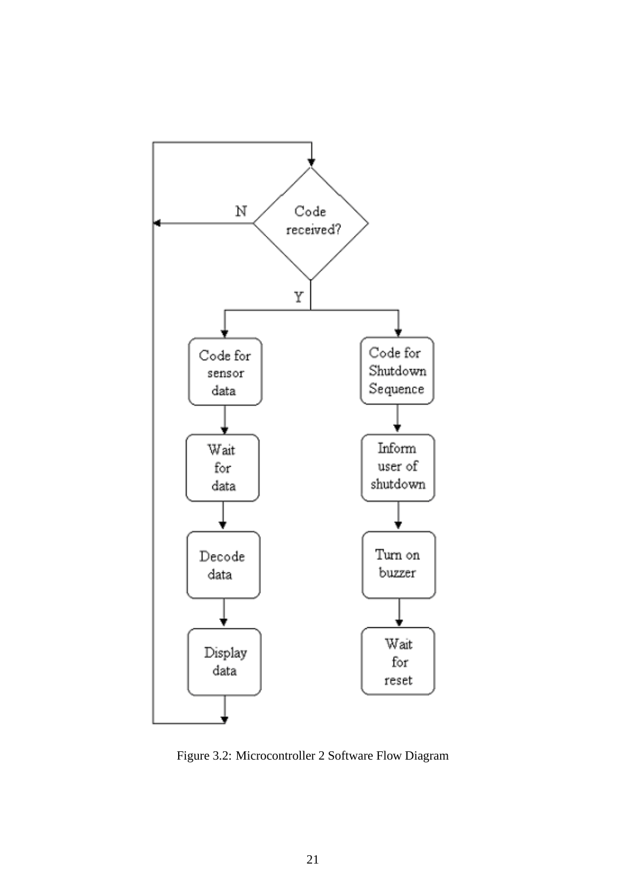Figure 3.2: Microcontroller 2 Software Flow Diagram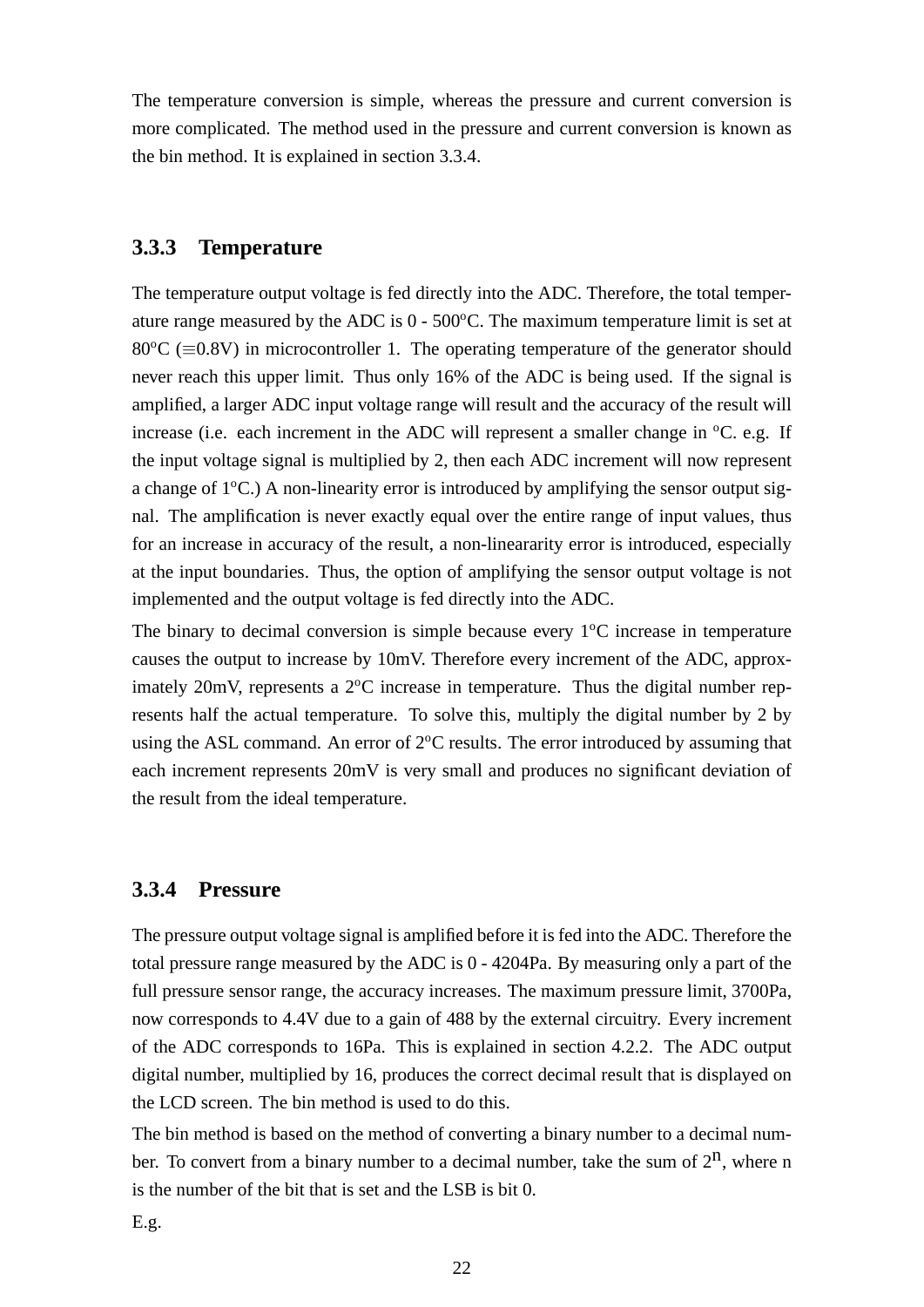The temperature conversion is simple, whereas the pressure and current conversion is more complicated. The method used in the pressure and current conversion is known as the bin method. It is explained in section 3.3.4.

### 3.3.3 Temperature

The temperature output voltage is fed directly into the ADC. Therefore, the total temperature range measured by the ADC is 0 - 500$^o$C. The maximum temperature limit is set at 80$^o$C ($\equiv$0.8V) in microcontroller 1. The operating temperature of the generator should never reach this upper limit. Thus only 16% of the ADC is being used. If the signal is amplified, a larger ADC input voltage range will result and the accuracy of the result will increase (i.e. each increment in the ADC will represent a smaller change in $^o$C. e.g. If the input voltage signal is multiplied by 2, then each ADC increment will now represent a change of 1$^o$C.) A non-linearity error is introduced by amplifying the sensor output signal. The amplification is never exactly equal over the entire range of input values, thus for an increase in accuracy of the result, a non-lineararity error is introduced, especially at the input boundaries. Thus, the option of amplifying the sensor output voltage is not implemented and the output voltage is fed directly into the ADC.

The binary to decimal conversion is simple because every 1$^o$C increase in temperature causes the output to increase by 10mV. Therefore every increment of the ADC, approximately 20mV, represents a 2$^o$C increase in temperature. Thus the digital number represents half the actual temperature. To solve this, multiply the digital number by 2 by using the ASL command. An error of 2$^o$C results. The error introduced by assuming that each increment represents 20mV is very small and produces no significant deviation of the result from the ideal temperature.

### 3.3.4 Pressure

The pressure output voltage signal is amplified before it is fed into the ADC. Therefore the total pressure range measured by the ADC is 0 - 4204Pa. By measuring only a part of the full pressure sensor range, the accuracy increases. The maximum pressure limit, 3700Pa, now corresponds to 4.4V due to a gain of 488 by the external circuitry. Every increment of the ADC corresponds to 16Pa. This is explained in section 4.2.2. The ADC output digital number, multiplied by 16, produces the correct decimal result that is displayed on the LCD screen. The bin method is used to do this.

The bin method is based on the method of converting a binary number to a decimal number. To convert from a binary number to a decimal number, take the sum of $2^n$, where n is the number of the bit that is set and the LSB is bit 0.

E.g.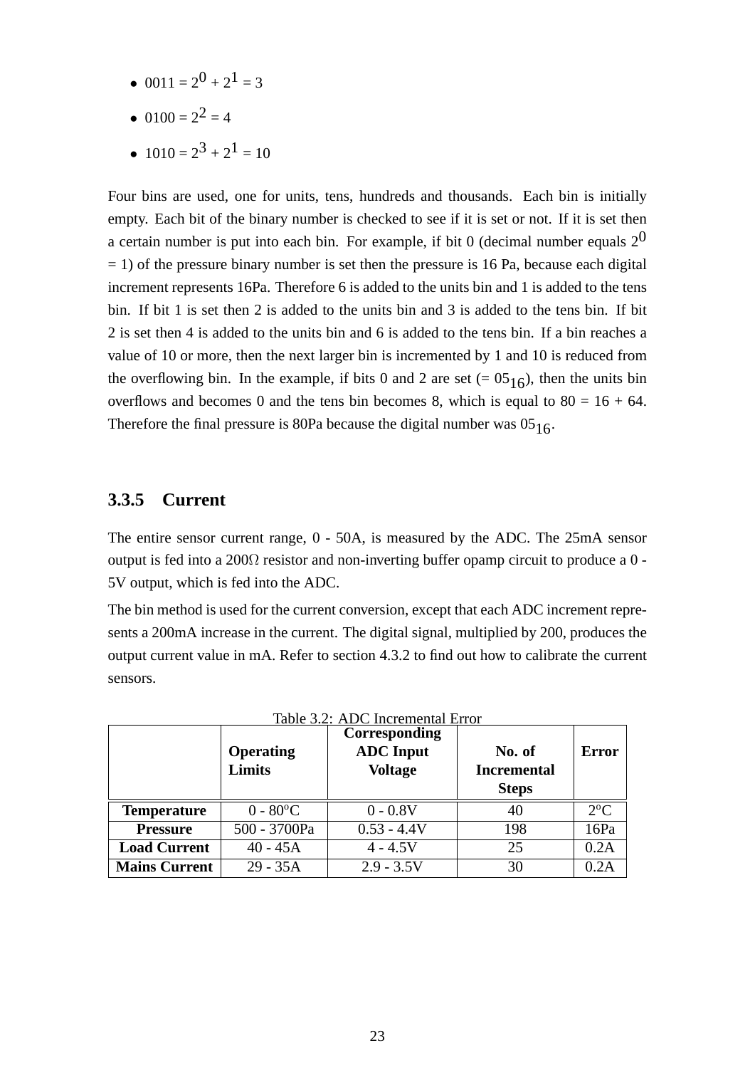- 0011 = $2^0 + 2^1 = 3$
- 0100 = $2^2 = 4$
- 1010 = $2^3 + 2^1 = 10$

Four bins are used, one for units, tens, hundreds and thousands. Each bin is initially empty. Each bit of the binary number is checked to see if it is set or not. If it is set then a certain number is put into each bin. For example, if bit 0 (decimal number equals $2^0$ = 1) of the pressure binary number is set then the pressure is 16 Pa, because each digital increment represents 16Pa. Therefore 6 is added to the units bin and 1 is added to the tens bin. If bit 1 is set then 2 is added to the units bin and 3 is added to the tens bin. If bit 2 is set then 4 is added to the units bin and 6 is added to the tens bin. If a bin reaches a value of 10 or more, then the next larger bin is incremented by 1 and 10 is reduced from the overflowing bin. In the example, if bits 0 and 2 are set (= $05_{16}$), then the units bin overflows and becomes 0 and the tens bin becomes 8, which is equal to 80 = 16 + 64. Therefore the final pressure is 80Pa because the digital number was $05_{16}$.

### 3.3.5 Current

The entire sensor current range, 0 - 50A, is measured by the ADC. The 25mA sensor output is fed into a 200Ω resistor and non-inverting buffer opamp circuit to produce a 0 - 5V output, which is fed into the ADC.

The bin method is used for the current conversion, except that each ADC increment represents a 200mA increase in the current. The digital signal, multiplied by 200, produces the output current value in mA. Refer to section 4.3.2 to find out how to calibrate the current sensors.

Table 3.2: ADC Incremental Error

| | Operating Limits | Corresponding ADC Input Voltage | No. of Incremental Steps | Error |
|---|---|---|---|---|
| **Temperature** | 0 - 80°C | 0 - 0.8V | 40 | 2°C |
| **Pressure** | 500 - 3700Pa | 0.53 - 4.4V | 198 | 16Pa |
| **Load Current** | 40 - 45A | 4 - 4.5V | 25 | 0.2A |
| **Mains Current** | 29 - 35A | 2.9 - 3.5V | 30 | 0.2A |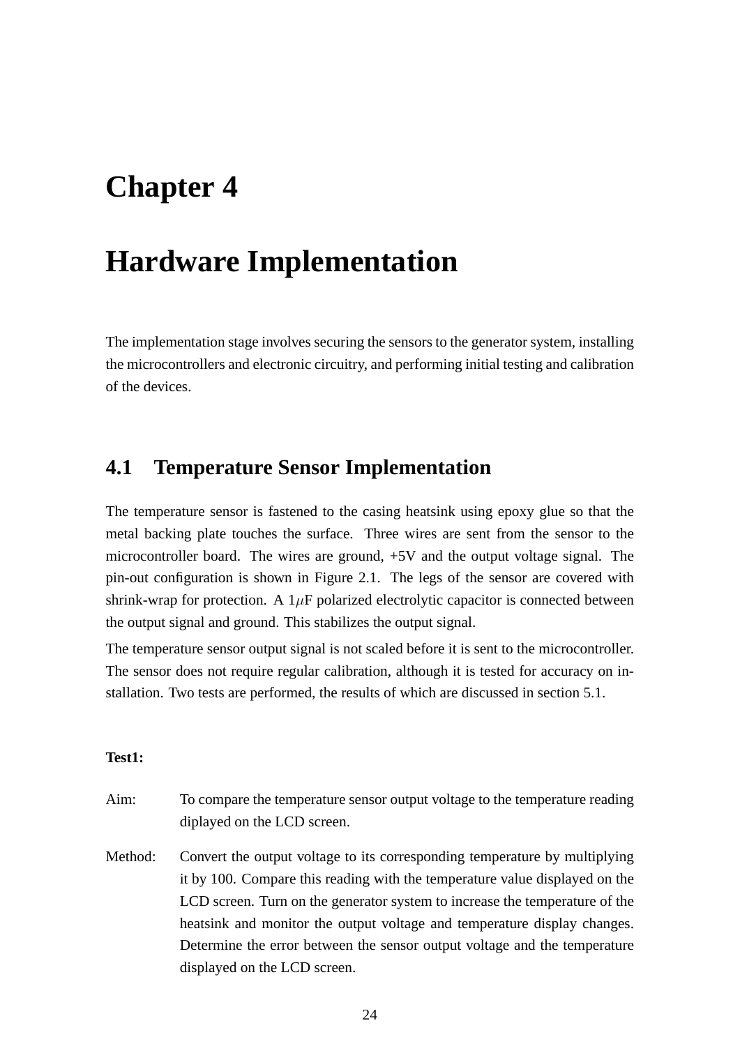# Chapter 4

# Hardware Implementation

The implementation stage involves securing the sensors to the generator system, installing the microcontrollers and electronic circuitry, and performing initial testing and calibration of the devices.

## 4.1 Temperature Sensor Implementation

The temperature sensor is fastened to the casing heatsink using epoxy glue so that the metal backing plate touches the surface. Three wires are sent from the sensor to the microcontroller board. The wires are ground, +5V and the output voltage signal. The pin-out configuration is shown in Figure 2.1. The legs of the sensor are covered with shrink-wrap for protection. A 1$\mu$F polarized electrolytic capacitor is connected between the output signal and ground. This stabilizes the output signal.

The temperature sensor output signal is not scaled before it is sent to the microcontroller. The sensor does not require regular calibration, although it is tested for accuracy on installation. Two tests are performed, the results of which are discussed in section 5.1.

**Test1:**

Aim: To compare the temperature sensor output voltage to the temperature reading diplayed on the LCD screen.

Method: Convert the output voltage to its corresponding temperature by multiplying it by 100. Compare this reading with the temperature value displayed on the LCD screen. Turn on the generator system to increase the temperature of the heatsink and monitor the output voltage and temperature display changes. Determine the error between the sensor output voltage and the temperature displayed on the LCD screen.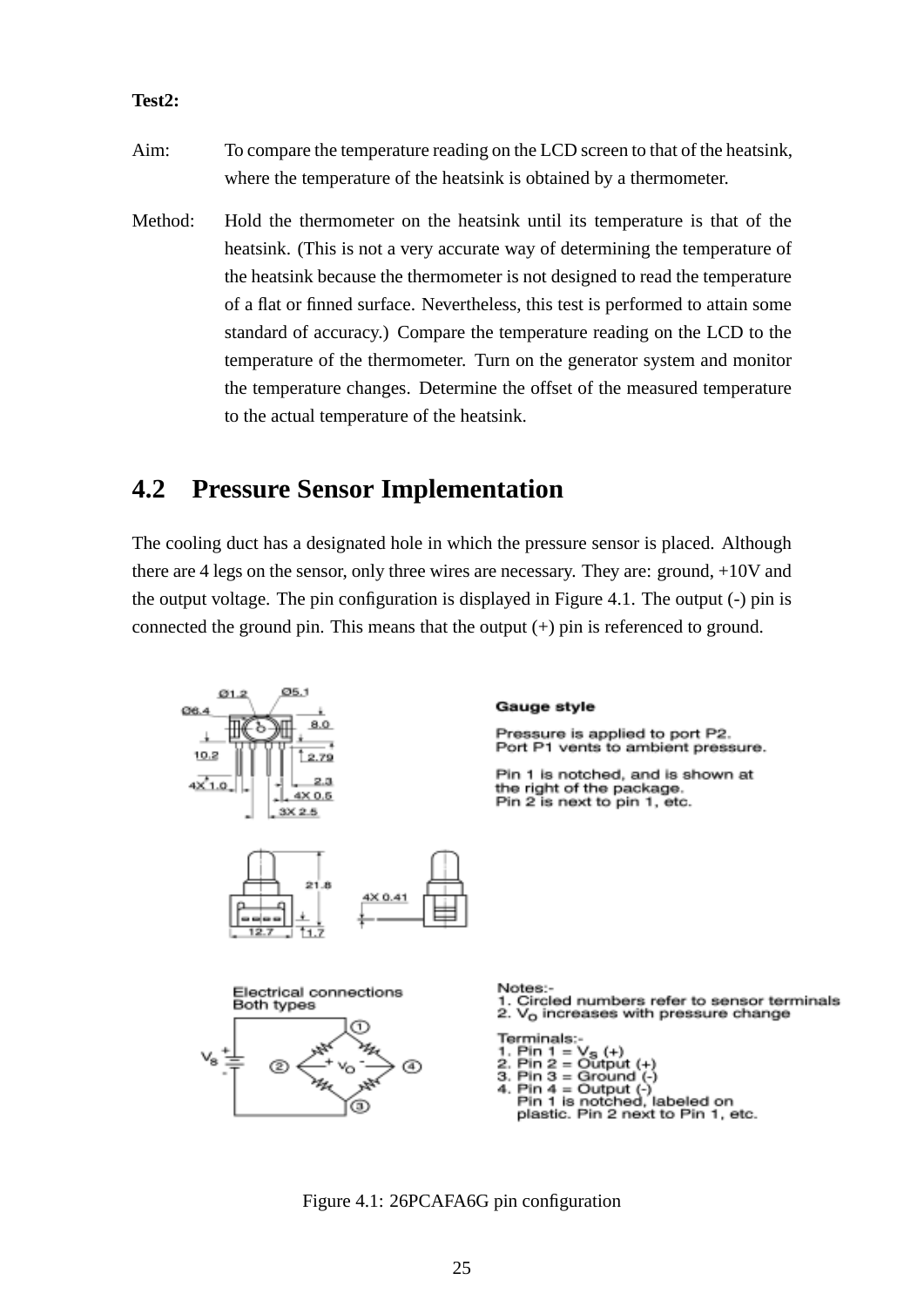**Test2:**

Aim: To compare the temperature reading on the LCD screen to that of the heatsink, where the temperature of the heatsink is obtained by a thermometer.

Method: Hold the thermometer on the heatsink until its temperature is that of the heatsink. (This is not a very accurate way of determining the temperature of the heatsink because the thermometer is not designed to read the temperature of a flat or finned surface. Nevertheless, this test is performed to attain some standard of accuracy.) Compare the temperature reading on the LCD to the temperature of the thermometer. Turn on the generator system and monitor the temperature changes. Determine the offset of the measured temperature to the actual temperature of the heatsink.

## 4.2 Pressure Sensor Implementation

The cooling duct has a designated hole in which the pressure sensor is placed. Although there are 4 legs on the sensor, only three wires are necessary. They are: ground, +10V and the output voltage. The pin configuration is displayed in Figure 4.1. The output (-) pin is connected the ground pin. This means that the output (+) pin is referenced to ground.

**Gauge style**

Pressure is applied to port P2.
Port P1 vents to ambient pressure.

Pin 1 is notched, and is shown at the right of the package.
Pin 2 is next to pin 1, etc.

Electrical connections
Both types

Notes:-
1. Circled numbers refer to sensor terminals
2. $V_O$ increases with pressure change

Terminals:-
1. Pin 1 = $V_S$ (+)
2. Pin 2 = Output (+)
3. Pin 3 = Ground (-)
4. Pin 4 = Output (-)
   Pin 1 is notched, labeled on plastic. Pin 2 next to Pin 1, etc.

Figure 4.1: 26PCAFA6G pin configuration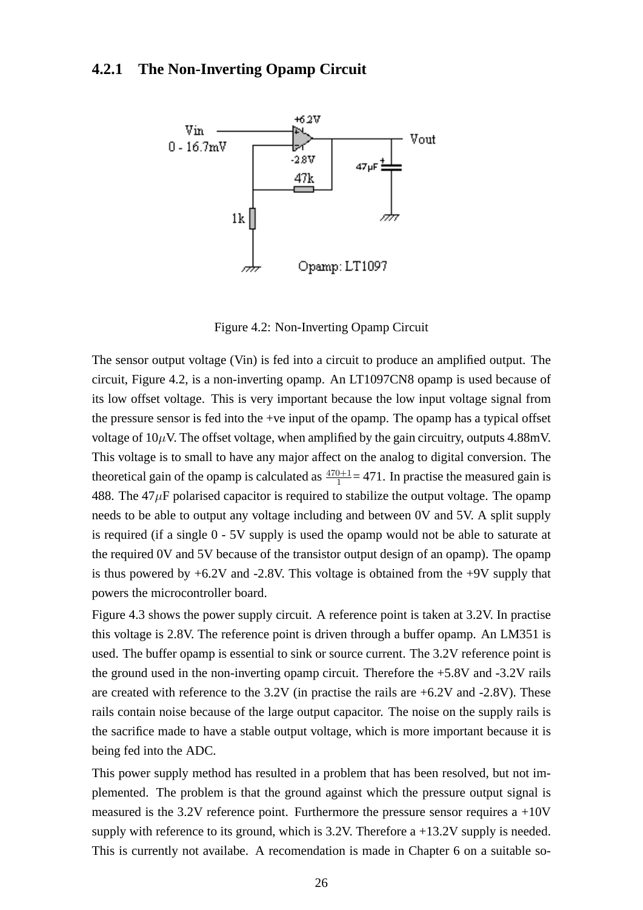### 4.2.1 The Non-Inverting Opamp Circuit

Figure 4.2: Non-Inverting Opamp Circuit

The sensor output voltage (Vin) is fed into a circuit to produce an amplified output. The circuit, Figure 4.2, is a non-inverting opamp. An LT1097CN8 opamp is used because of its low offset voltage. This is very important because the low input voltage signal from the pressure sensor is fed into the +ve input of the opamp. The opamp has a typical offset voltage of 10$\mu$V. The offset voltage, when amplified by the gain circuitry, outputs 4.88mV. This voltage is to small to have any major affect on the analog to digital conversion. The theoretical gain of the opamp is calculated as $\frac{470+1}{1} = 471$. In practise the measured gain is 488. The 47$\mu$F polarised capacitor is required to stabilize the output voltage. The opamp needs to be able to output any voltage including and between 0V and 5V. A split supply is required (if a single 0 - 5V supply is used the opamp would not be able to saturate at the required 0V and 5V because of the transistor output design of an opamp). The opamp is thus powered by +6.2V and -2.8V. This voltage is obtained from the +9V supply that powers the microcontroller board.

Figure 4.3 shows the power supply circuit. A reference point is taken at 3.2V. In practise this voltage is 2.8V. The reference point is driven through a buffer opamp. An LM351 is used. The buffer opamp is essential to sink or source current. The 3.2V reference point is the ground used in the non-inverting opamp circuit. Therefore the +5.8V and -3.2V rails are created with reference to the 3.2V (in practise the rails are +6.2V and -2.8V). These rails contain noise because of the large output capacitor. The noise on the supply rails is the sacrifice made to have a stable output voltage, which is more important because it is being fed into the ADC.

This power supply method has resulted in a problem that has been resolved, but not implemented. The problem is that the ground against which the pressure output signal is measured is the 3.2V reference point. Furthermore the pressure sensor requires a +10V supply with reference to its ground, which is 3.2V. Therefore a +13.2V supply is needed. This is currently not availabe. A recomendation is made in Chapter 6 on a suitable so-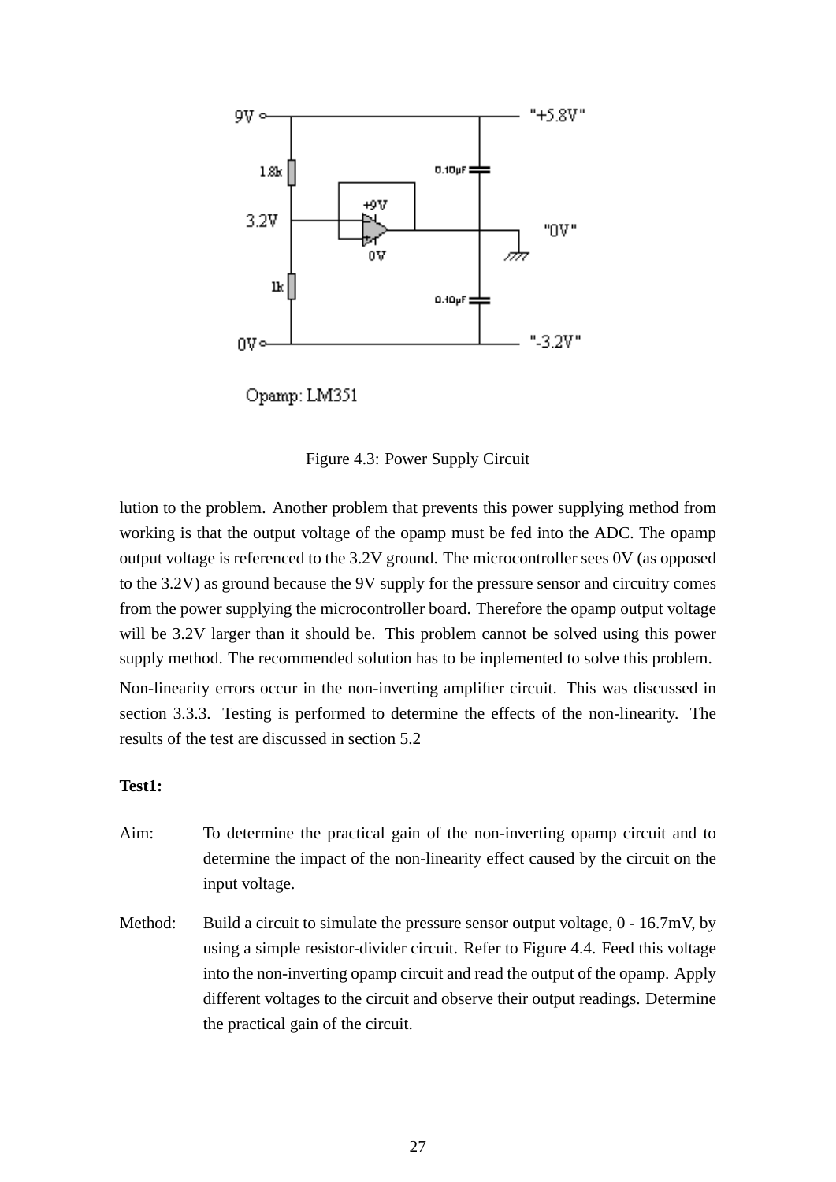Figure 4.3: Power Supply Circuit

lution to the problem. Another problem that prevents this power supplying method from working is that the output voltage of the opamp must be fed into the ADC. The opamp output voltage is referenced to the 3.2V ground. The microcontroller sees 0V (as opposed to the 3.2V) as ground because the 9V supply for the pressure sensor and circuitry comes from the power supplying the microcontroller board. Therefore the opamp output voltage will be 3.2V larger than it should be. This problem cannot be solved using this power supply method. The recommended solution has to be inplemented to solve this problem.

Non-linearity errors occur in the non-inverting amplifier circuit. This was discussed in section 3.3.3. Testing is performed to determine the effects of the non-linearity. The results of the test are discussed in section 5.2

**Test1:**

Aim: To determine the practical gain of the non-inverting opamp circuit and to determine the impact of the non-linearity effect caused by the circuit on the input voltage.

Method: Build a circuit to simulate the pressure sensor output voltage, 0 - 16.7mV, by using a simple resistor-divider circuit. Refer to Figure 4.4. Feed this voltage into the non-inverting opamp circuit and read the output of the opamp. Apply different voltages to the circuit and observe their output readings. Determine the practical gain of the circuit.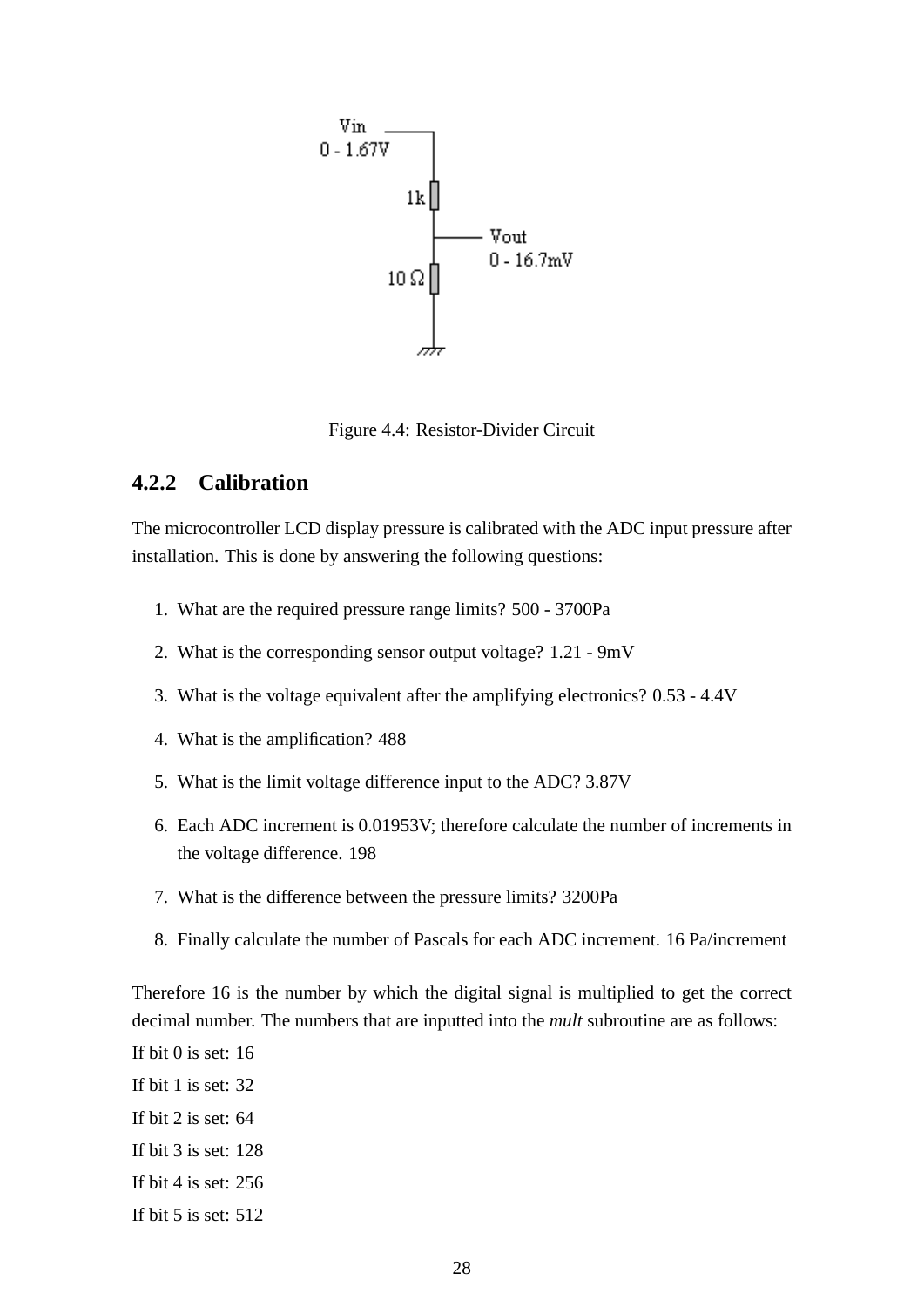Figure 4.4: Resistor-Divider Circuit

### 4.2.2 Calibration

The microcontroller LCD display pressure is calibrated with the ADC input pressure after installation. This is done by answering the following questions:

1. What are the required pressure range limits? 500 - 3700Pa
2. What is the corresponding sensor output voltage? 1.21 - 9mV
3. What is the voltage equivalent after the amplifying electronics? 0.53 - 4.4V
4. What is the amplification? 488
5. What is the limit voltage difference input to the ADC? 3.87V
6. Each ADC increment is 0.01953V; therefore calculate the number of increments in the voltage difference. 198
7. What is the difference between the pressure limits? 3200Pa
8. Finally calculate the number of Pascals for each ADC increment. 16 Pa/increment

Therefore 16 is the number by which the digital signal is multiplied to get the correct decimal number. The numbers that are inputted into the *mult* subroutine are as follows:

If bit 0 is set: 16

If bit 1 is set: 32

If bit 2 is set: 64

If bit 3 is set: 128

If bit 4 is set: 256

If bit 5 is set: 512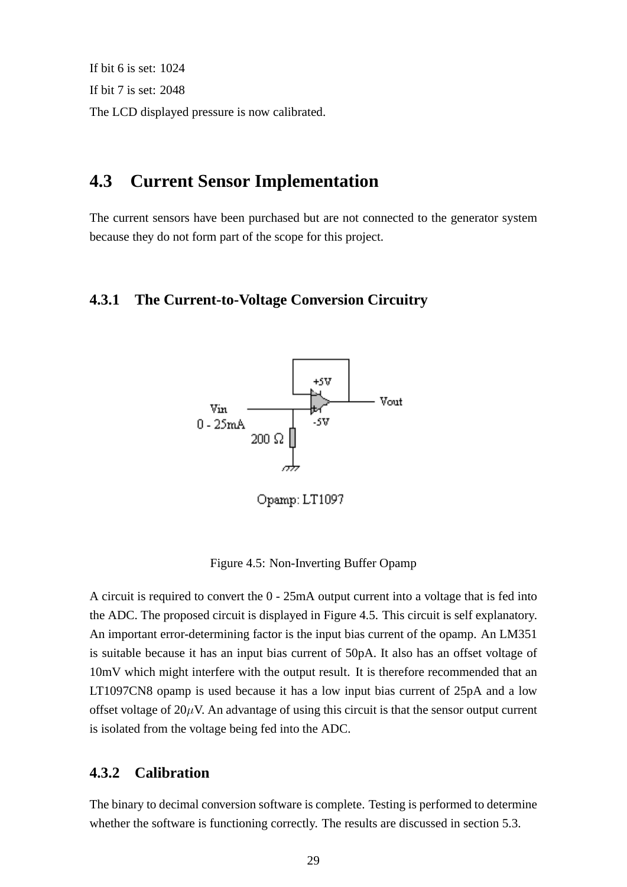If bit 6 is set: 1024

If bit 7 is set: 2048

The LCD displayed pressure is now calibrated.

## 4.3 Current Sensor Implementation

The current sensors have been purchased but are not connected to the generator system because they do not form part of the scope for this project.

### 4.3.1 The Current-to-Voltage Conversion Circuitry

Figure 4.5: Non-Inverting Buffer Opamp

A circuit is required to convert the 0 - 25mA output current into a voltage that is fed into the ADC. The proposed circuit is displayed in Figure 4.5. This circuit is self explanatory. An important error-determining factor is the input bias current of the opamp. An LM351 is suitable because it has an input bias current of 50pA. It also has an offset voltage of 10mV which might interfere with the output result. It is therefore recommended that an LT1097CN8 opamp is used because it has a low input bias current of 25pA and a low offset voltage of 20$\mu$V. An advantage of using this circuit is that the sensor output current is isolated from the voltage being fed into the ADC.

### 4.3.2 Calibration

The binary to decimal conversion software is complete. Testing is performed to determine whether the software is functioning correctly. The results are discussed in section 5.3.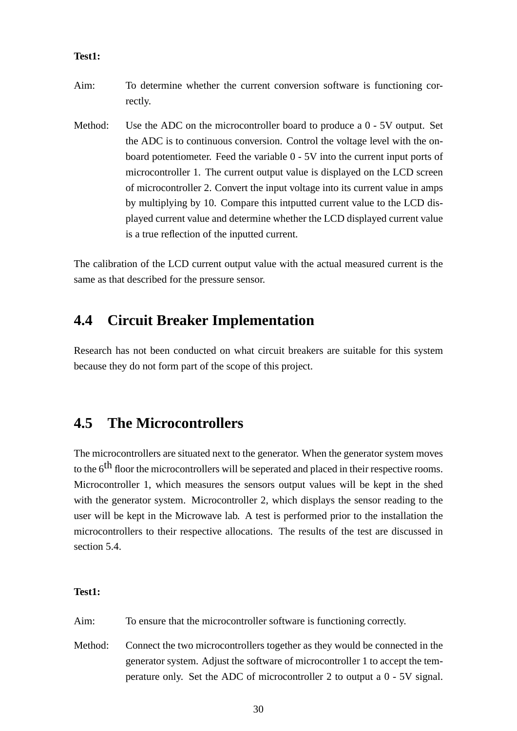**Test1:**

Aim: To determine whether the current conversion software is functioning correctly.

Method: Use the ADC on the microcontroller board to produce a 0 - 5V output. Set the ADC is to continuous conversion. Control the voltage level with the onboard potentiometer. Feed the variable 0 - 5V into the current input ports of microcontroller 1. The current output value is displayed on the LCD screen of microcontroller 2. Convert the input voltage into its current value in amps by multiplying by 10. Compare this intputted current value to the LCD displayed current value and determine whether the LCD displayed current value is a true reflection of the inputted current.

The calibration of the LCD current output value with the actual measured current is the same as that described for the pressure sensor.

## 4.4 Circuit Breaker Implementation

Research has not been conducted on what circuit breakers are suitable for this system because they do not form part of the scope of this project.

## 4.5 The Microcontrollers

The microcontrollers are situated next to the generator. When the generator system moves to the 6$^{th}$ floor the microcontrollers will be seperated and placed in their respective rooms. Microcontroller 1, which measures the sensors output values will be kept in the shed with the generator system. Microcontroller 2, which displays the sensor reading to the user will be kept in the Microwave lab. A test is performed prior to the installation the microcontrollers to their respective allocations. The results of the test are discussed in section 5.4.

**Test1:**

Aim: To ensure that the microcontroller software is functioning correctly.

Method: Connect the two microcontrollers together as they would be connected in the generator system. Adjust the software of microcontroller 1 to accept the temperature only. Set the ADC of microcontroller 2 to output a 0 - 5V signal.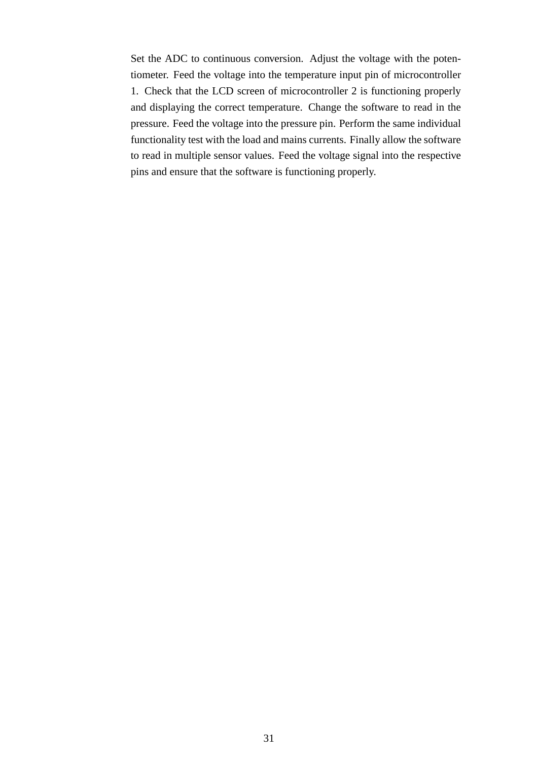Set the ADC to continuous conversion. Adjust the voltage with the potentiometer. Feed the voltage into the temperature input pin of microcontroller 1. Check that the LCD screen of microcontroller 2 is functioning properly and displaying the correct temperature. Change the software to read in the pressure. Feed the voltage into the pressure pin. Perform the same individual functionality test with the load and mains currents. Finally allow the software to read in multiple sensor values. Feed the voltage signal into the respective pins and ensure that the software is functioning properly.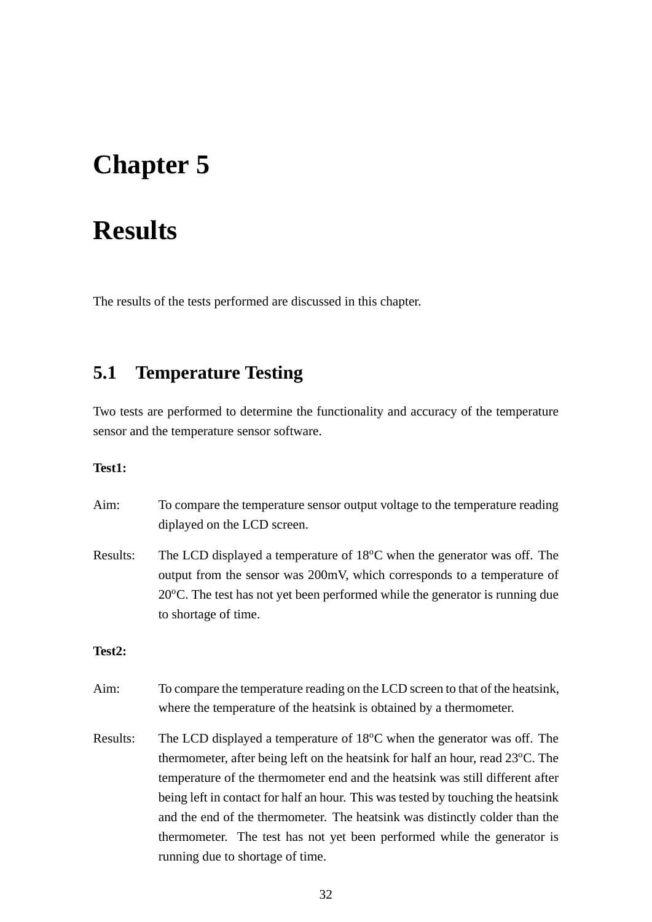# Chapter 5

# Results

The results of the tests performed are discussed in this chapter.

## 5.1 Temperature Testing

Two tests are performed to determine the functionality and accuracy of the temperature sensor and the temperature sensor software.

**Test1:**

Aim: To compare the temperature sensor output voltage to the temperature reading diplayed on the LCD screen.

Results: The LCD displayed a temperature of 18$^{o}$C when the generator was off. The output from the sensor was 200mV, which corresponds to a temperature of 20$^{o}$C. The test has not yet been performed while the generator is running due to shortage of time.

**Test2:**

Aim: To compare the temperature reading on the LCD screen to that of the heatsink, where the temperature of the heatsink is obtained by a thermometer.

Results: The LCD displayed a temperature of 18$^{o}$C when the generator was off. The thermometer, after being left on the heatsink for half an hour, read 23$^{o}$C. The temperature of the thermometer end and the heatsink was still different after being left in contact for half an hour. This was tested by touching the heatsink and the end of the thermometer. The heatsink was distinctly colder than the thermometer. The test has not yet been performed while the generator is running due to shortage of time.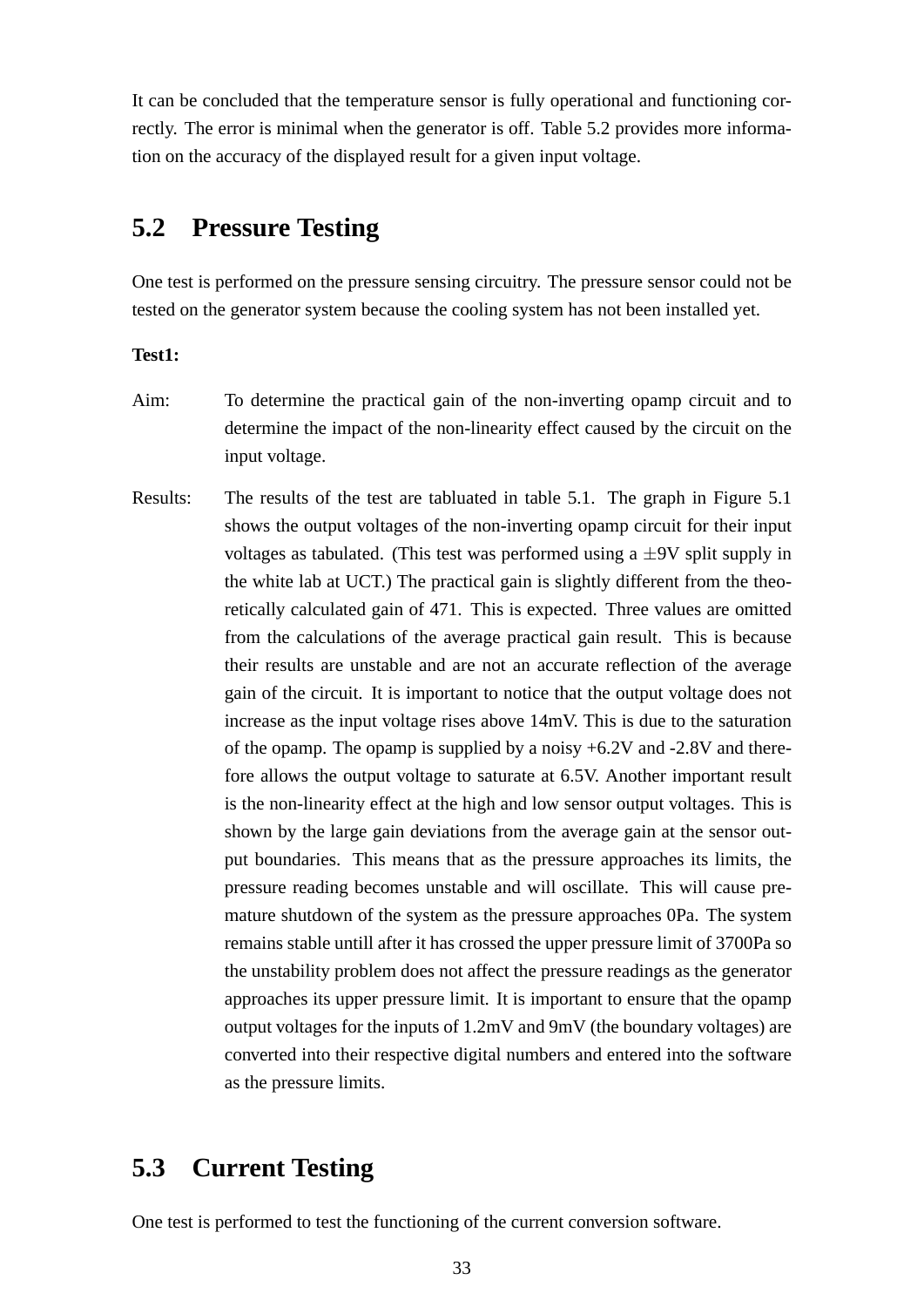It can be concluded that the temperature sensor is fully operational and functioning correctly. The error is minimal when the generator is off. Table 5.2 provides more information on the accuracy of the displayed result for a given input voltage.

## 5.2 Pressure Testing

One test is performed on the pressure sensing circuitry. The pressure sensor could not be tested on the generator system because the cooling system has not been installed yet.

**Test1:**

Aim: To determine the practical gain of the non-inverting opamp circuit and to determine the impact of the non-linearity effect caused by the circuit on the input voltage.

Results: The results of the test are tabluated in table 5.1. The graph in Figure 5.1 shows the output voltages of the non-inverting opamp circuit for their input voltages as tabulated. (This test was performed using a $\pm$9V split supply in the white lab at UCT.) The practical gain is slightly different from the theoretically calculated gain of 471. This is expected. Three values are omitted from the calculations of the average practical gain result. This is because their results are unstable and are not an accurate reflection of the average gain of the circuit. It is important to notice that the output voltage does not increase as the input voltage rises above 14mV. This is due to the saturation of the opamp. The opamp is supplied by a noisy +6.2V and -2.8V and therefore allows the output voltage to saturate at 6.5V. Another important result is the non-linearity effect at the high and low sensor output voltages. This is shown by the large gain deviations from the average gain at the sensor output boundaries. This means that as the pressure approaches its limits, the pressure reading becomes unstable and will oscillate. This will cause premature shutdown of the system as the pressure approaches 0Pa. The system remains stable untill after it has crossed the upper pressure limit of 3700Pa so the unstability problem does not affect the pressure readings as the generator approaches its upper pressure limit. It is important to ensure that the opamp output voltages for the inputs of 1.2mV and 9mV (the boundary voltages) are converted into their respective digital numbers and entered into the software as the pressure limits.

## 5.3 Current Testing

One test is performed to test the functioning of the current conversion software.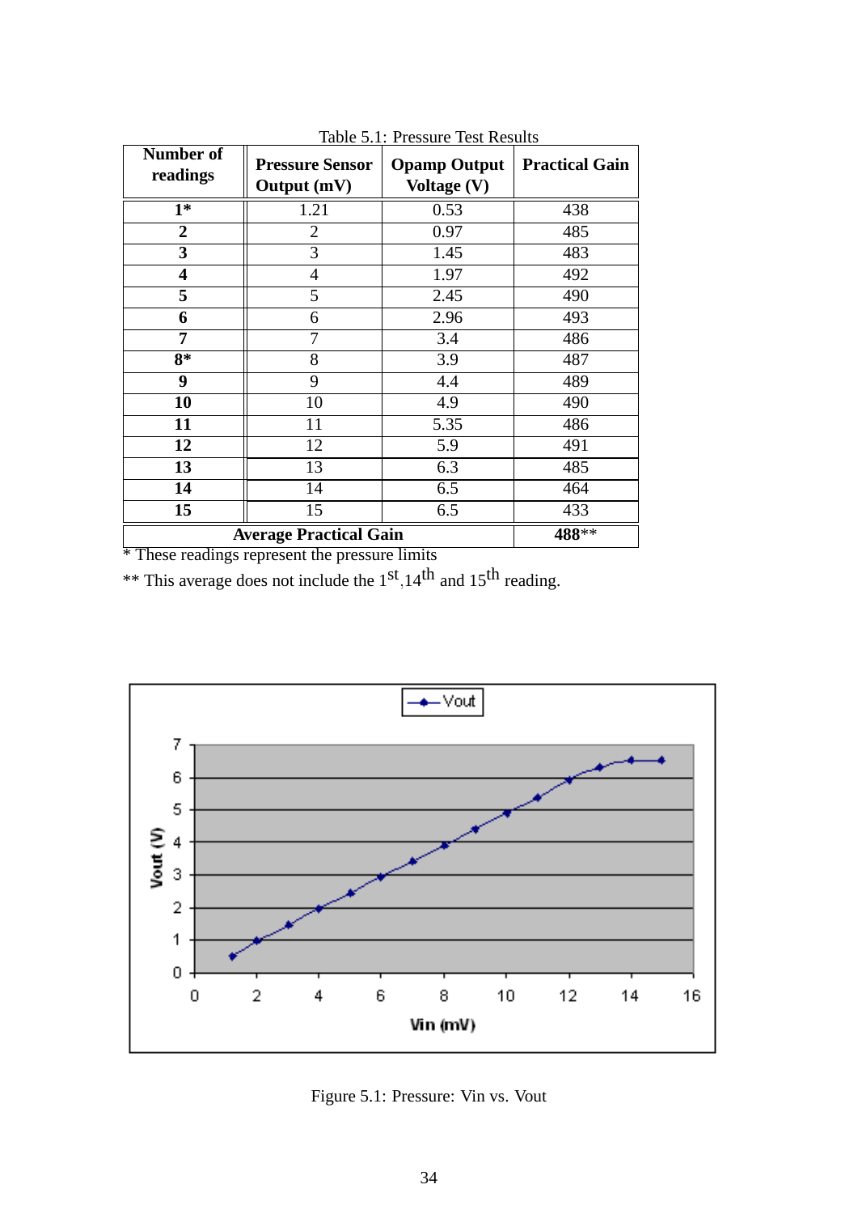Table 5.1: Pressure Test Results

| Number of readings | Pressure Sensor Output (mV) | Opamp Output Voltage (V) | Practical Gain |
|---|---|---|---|
| **1*** | 1.21 | 0.53 | 438 |
| **2** | 2 | 0.97 | 485 |
| **3** | 3 | 1.45 | 483 |
| **4** | 4 | 1.97 | 492 |
| **5** | 5 | 2.45 | 490 |
| **6** | 6 | 2.96 | 493 |
| **7** | 7 | 3.4 | 486 |
| **8*** | 8 | 3.9 | 487 |
| **9** | 9 | 4.4 | 489 |
| **10** | 10 | 4.9 | 490 |
| **11** | 11 | 5.35 | 486 |
| **12** | 12 | 5.9 | 491 |
| **13** | 13 | 6.3 | 485 |
| **14** | 14 | 6.5 | 464 |
| **15** | 15 | 6.5 | 433 |
| **Average Practical Gain** | | | **488**** |

* These readings represent the pressure limits

** This average does not include the 1st, 14th and 15th reading.

Figure 5.1: Pressure: Vin vs. Vout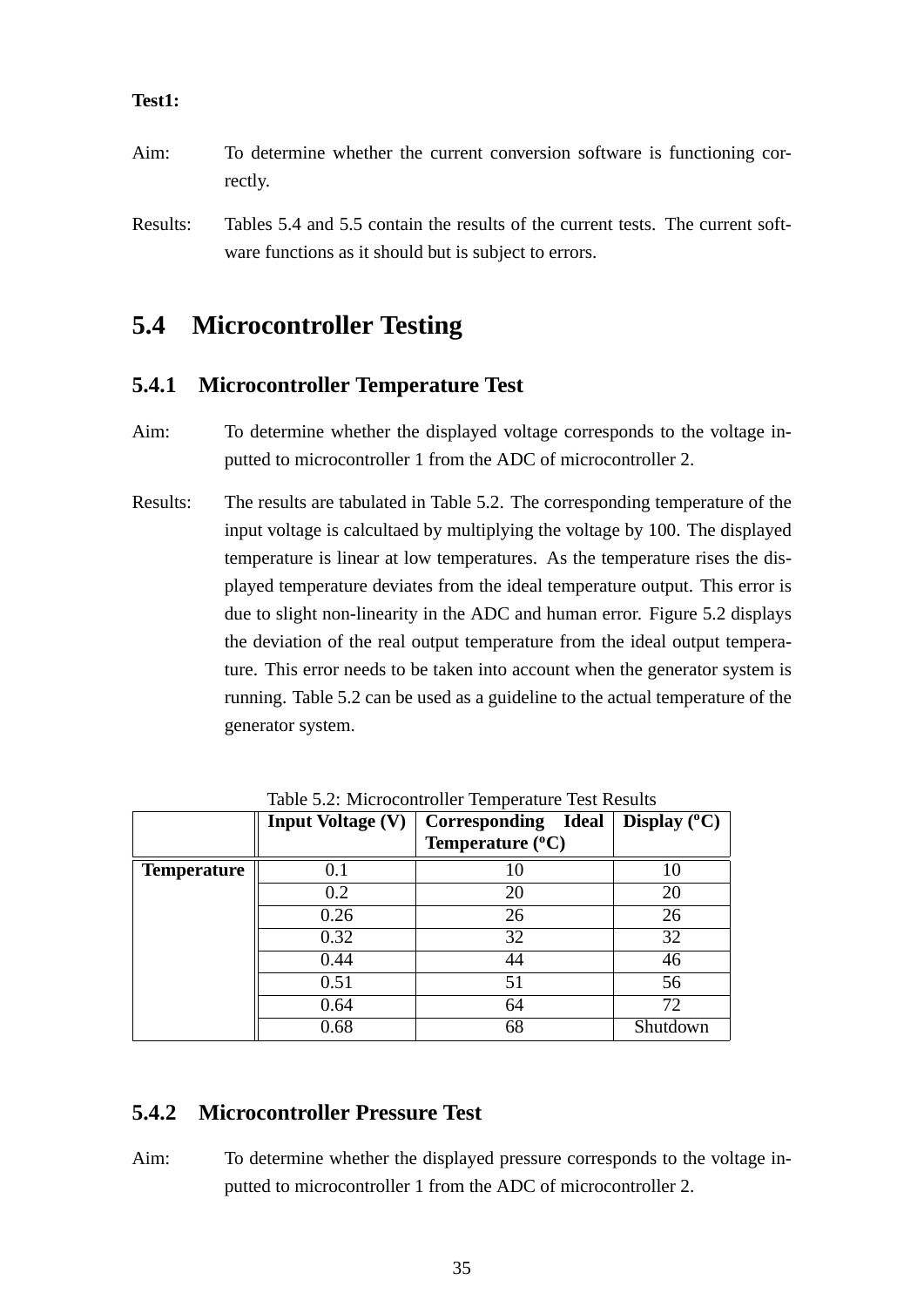**Test1:**

Aim: To determine whether the current conversion software is functioning correctly.

Results: Tables 5.4 and 5.5 contain the results of the current tests. The current software functions as it should but is subject to errors.

## 5.4 Microcontroller Testing

### 5.4.1 Microcontroller Temperature Test

Aim: To determine whether the displayed voltage corresponds to the voltage inputted to microcontroller 1 from the ADC of microcontroller 2.

Results: The results are tabulated in Table 5.2. The corresponding temperature of the input voltage is calcultaed by multiplying the voltage by 100. The displayed temperature is linear at low temperatures. As the temperature rises the displayed temperature deviates from the ideal temperature output. This error is due to slight non-linearity in the ADC and human error. Figure 5.2 displays the deviation of the real output temperature from the ideal output temperature. This error needs to be taken into account when the generator system is running. Table 5.2 can be used as a guideline to the actual temperature of the generator system.

Table 5.2: Microcontroller Temperature Test Results

| | **Input Voltage (V)** | **Corresponding Ideal Temperature (°C)** | **Display (°C)** |
|---|---|---|---|
| **Temperature** | 0.1 | 10 | 10 |
| | 0.2 | 20 | 20 |
| | 0.26 | 26 | 26 |
| | 0.32 | 32 | 32 |
| | 0.44 | 44 | 46 |
| | 0.51 | 51 | 56 |
| | 0.64 | 64 | 72 |
| | 0.68 | 68 | Shutdown |

### 5.4.2 Microcontroller Pressure Test

Aim: To determine whether the displayed pressure corresponds to the voltage inputted to microcontroller 1 from the ADC of microcontroller 2.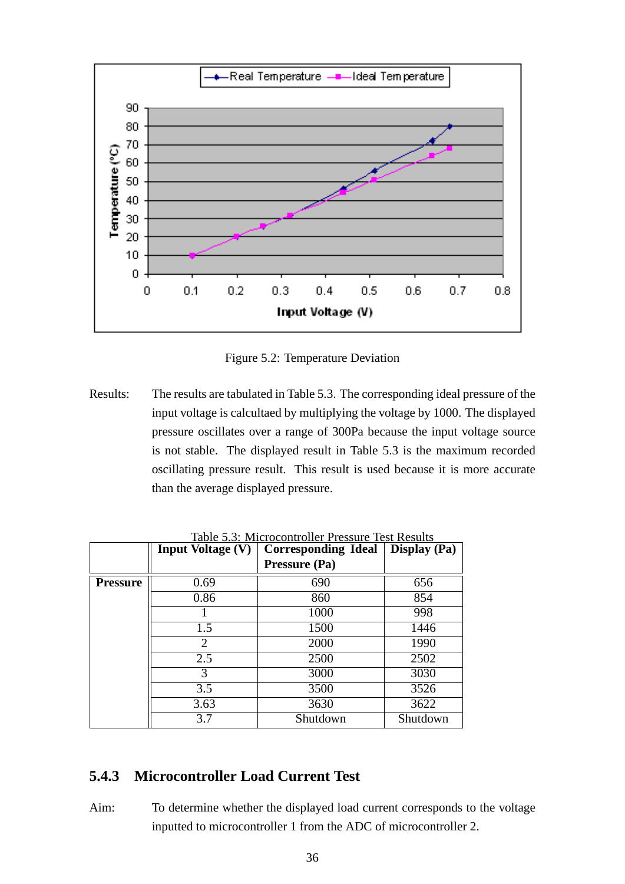Figure 5.2: Temperature Deviation

Results: The results are tabulated in Table 5.3. The corresponding ideal pressure of the input voltage is calcultaed by multiplying the voltage by 1000. The displayed pressure oscillates over a range of 300Pa because the input voltage source is not stable. The displayed result in Table 5.3 is the maximum recorded oscillating pressure result. This result is used because it is more accurate than the average displayed pressure.

Table 5.3: Microcontroller Pressure Test Results

| | Input Voltage (V) | Corresponding Ideal Pressure (Pa) | Display (Pa) |
|---|---|---|---|
| **Pressure** | 0.69 | 690 | 656 |
| | 0.86 | 860 | 854 |
| | 1 | 1000 | 998 |
| | 1.5 | 1500 | 1446 |
| | 2 | 2000 | 1990 |
| | 2.5 | 2500 | 2502 |
| | 3 | 3000 | 3030 |
| | 3.5 | 3500 | 3526 |
| | 3.63 | 3630 | 3622 |
| | 3.7 | Shutdown | Shutdown |

### 5.4.3 Microcontroller Load Current Test

Aim: To determine whether the displayed load current corresponds to the voltage inputted to microcontroller 1 from the ADC of microcontroller 2.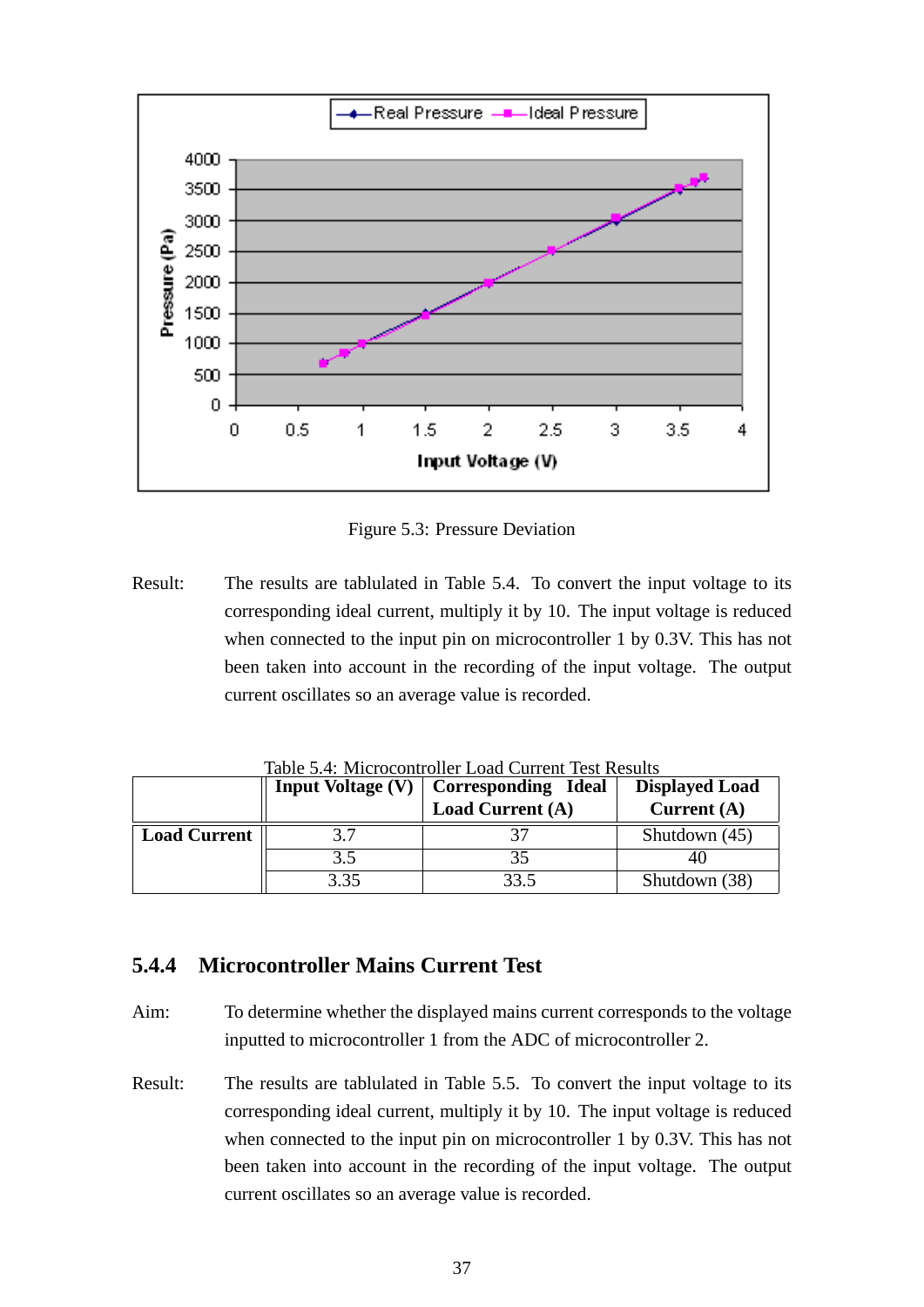Figure 5.3: Pressure Deviation

Result: The results are tablulated in Table 5.4. To convert the input voltage to its corresponding ideal current, multiply it by 10. The input voltage is reduced when connected to the input pin on microcontroller 1 by 0.3V. This has not been taken into account in the recording of the input voltage. The output current oscillates so an average value is recorded.

Table 5.4: Microcontroller Load Current Test Results

| | Input Voltage (V) | Corresponding Ideal Load Current (A) | Displayed Load Current (A) |
|---|---|---|---|
| **Load Current** | 3.7 | 37 | Shutdown (45) |
| | 3.5 | 35 | 40 |
| | 3.35 | 33.5 | Shutdown (38) |

### 5.4.4 Microcontroller Mains Current Test

Aim: To determine whether the displayed mains current corresponds to the voltage inputted to microcontroller 1 from the ADC of microcontroller 2.

Result: The results are tablulated in Table 5.5. To convert the input voltage to its corresponding ideal current, multiply it by 10. The input voltage is reduced when connected to the input pin on microcontroller 1 by 0.3V. This has not been taken into account in the recording of the input voltage. The output current oscillates so an average value is recorded.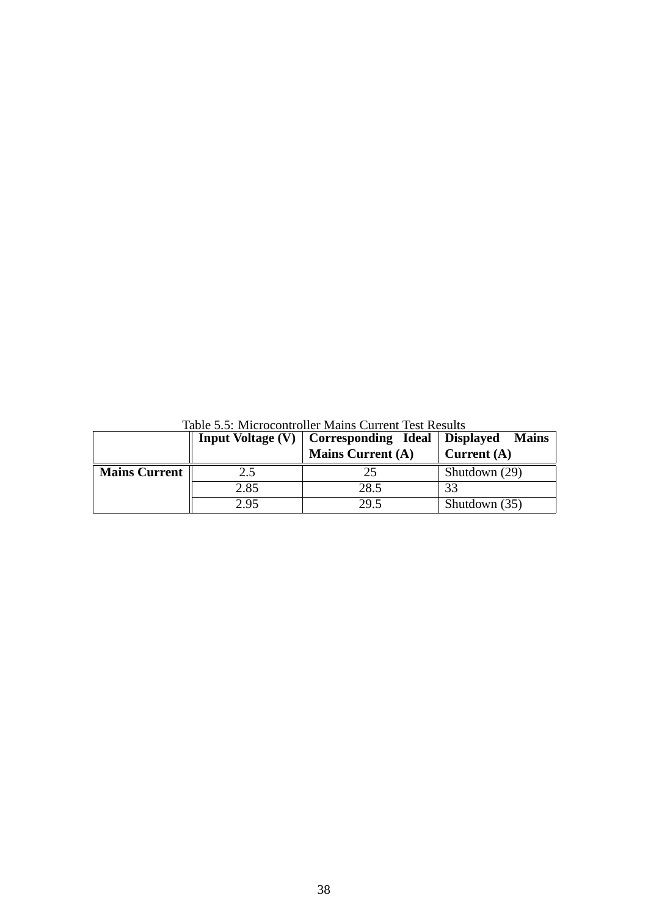Table 5.5: Microcontroller Mains Current Test Results

| | Input Voltage (V) | Corresponding Ideal Mains Current (A) | Displayed Mains Current (A) |
|---|---|---|---|
| **Mains Current** | 2.5 | 25 | Shutdown (29) |
| | 2.85 | 28.5 | 33 |
| | 2.95 | 29.5 | Shutdown (35) |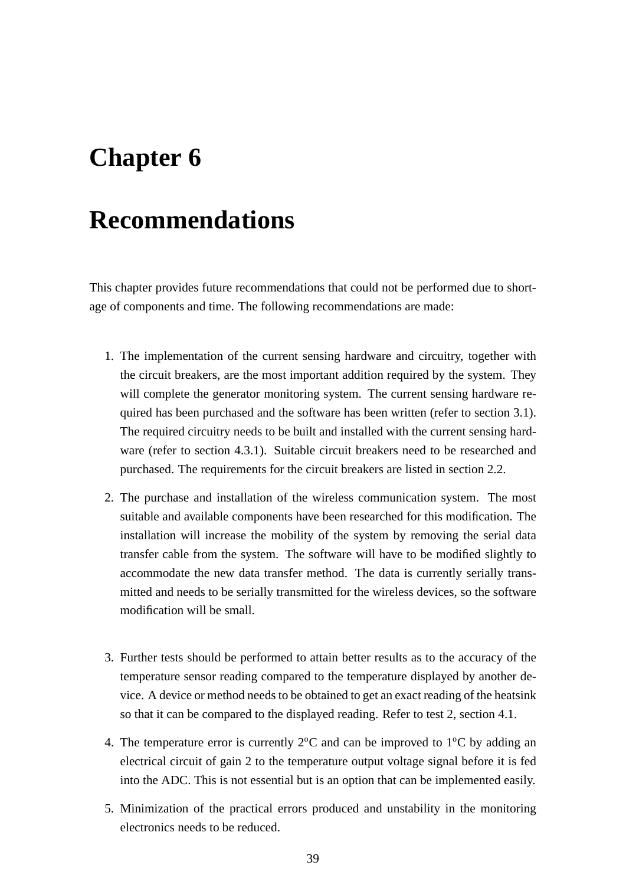# Chapter 6

# Recommendations

This chapter provides future recommendations that could not be performed due to shortage of components and time. The following recommendations are made:

1. The implementation of the current sensing hardware and circuitry, together with the circuit breakers, are the most important addition required by the system. They will complete the generator monitoring system. The current sensing hardware required has been purchased and the software has been written (refer to section 3.1). The required circuitry needs to be built and installed with the current sensing hardware (refer to section 4.3.1). Suitable circuit breakers need to be researched and purchased. The requirements for the circuit breakers are listed in section 2.2.

2. The purchase and installation of the wireless communication system. The most suitable and available components have been researched for this modification. The installation will increase the mobility of the system by removing the serial data transfer cable from the system. The software will have to be modified slightly to accommodate the new data transfer method. The data is currently serially transmitted and needs to be serially transmitted for the wireless devices, so the software modification will be small.

3. Further tests should be performed to attain better results as to the accuracy of the temperature sensor reading compared to the temperature displayed by another device. A device or method needs to be obtained to get an exact reading of the heatsink so that it can be compared to the displayed reading. Refer to test 2, section 4.1.

4. The temperature error is currently $2^{o}C$ and can be improved to $1^{o}C$ by adding an electrical circuit of gain 2 to the temperature output voltage signal before it is fed into the ADC. This is not essential but is an option that can be implemented easily.

5. Minimization of the practical errors produced and unstability in the monitoring electronics needs to be reduced.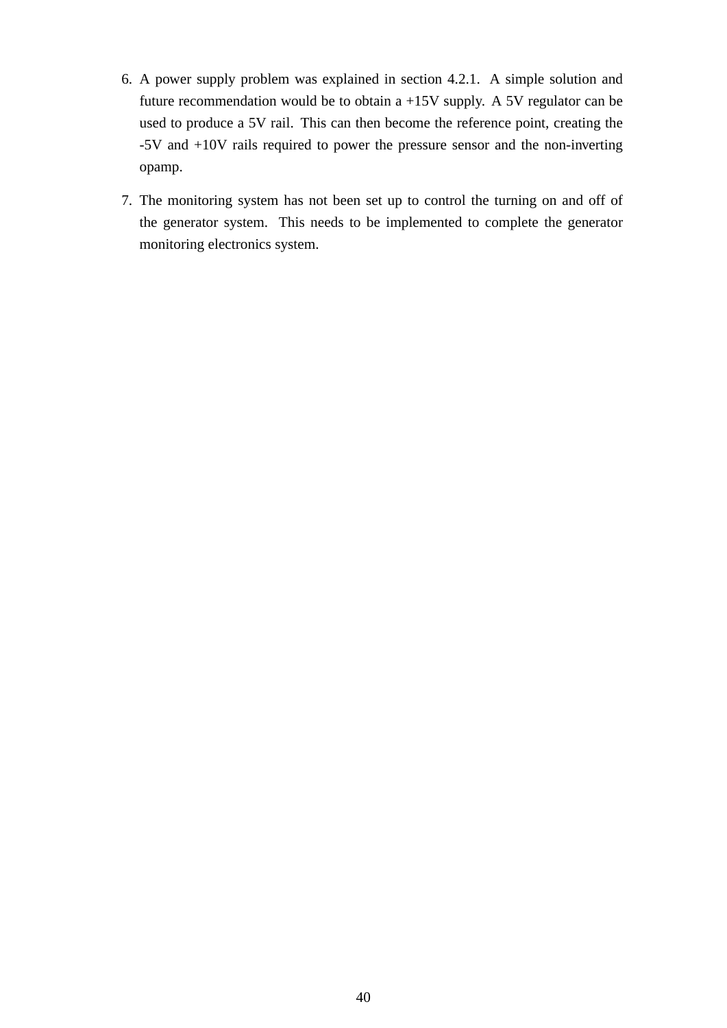6. A power supply problem was explained in section 4.2.1. A simple solution and future recommendation would be to obtain a +15V supply. A 5V regulator can be used to produce a 5V rail. This can then become the reference point, creating the -5V and +10V rails required to power the pressure sensor and the non-inverting opamp.

7. The monitoring system has not been set up to control the turning on and off of the generator system. This needs to be implemented to complete the generator monitoring electronics system.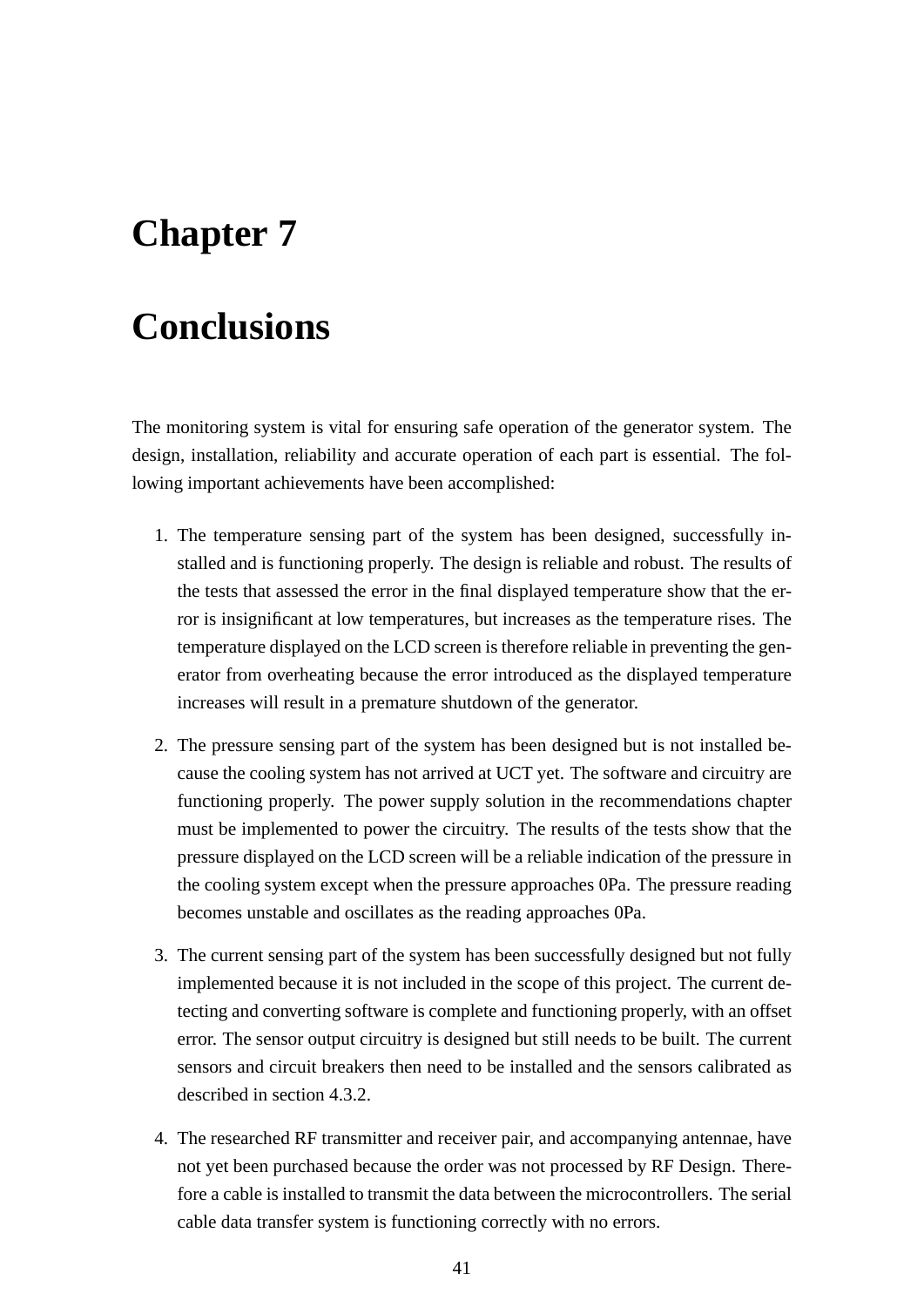# Chapter 7

# Conclusions

The monitoring system is vital for ensuring safe operation of the generator system. The design, installation, reliability and accurate operation of each part is essential. The following important achievements have been accomplished:

1. The temperature sensing part of the system has been designed, successfully installed and is functioning properly. The design is reliable and robust. The results of the tests that assessed the error in the final displayed temperature show that the error is insignificant at low temperatures, but increases as the temperature rises. The temperature displayed on the LCD screen is therefore reliable in preventing the generator from overheating because the error introduced as the displayed temperature increases will result in a premature shutdown of the generator.

2. The pressure sensing part of the system has been designed but is not installed because the cooling system has not arrived at UCT yet. The software and circuitry are functioning properly. The power supply solution in the recommendations chapter must be implemented to power the circuitry. The results of the tests show that the pressure displayed on the LCD screen will be a reliable indication of the pressure in the cooling system except when the pressure approaches 0Pa. The pressure reading becomes unstable and oscillates as the reading approaches 0Pa.

3. The current sensing part of the system has been successfully designed but not fully implemented because it is not included in the scope of this project. The current detecting and converting software is complete and functioning properly, with an offset error. The sensor output circuitry is designed but still needs to be built. The current sensors and circuit breakers then need to be installed and the sensors calibrated as described in section 4.3.2.

4. The researched RF transmitter and receiver pair, and accompanying antennae, have not yet been purchased because the order was not processed by RF Design. Therefore a cable is installed to transmit the data between the microcontrollers. The serial cable data transfer system is functioning correctly with no errors.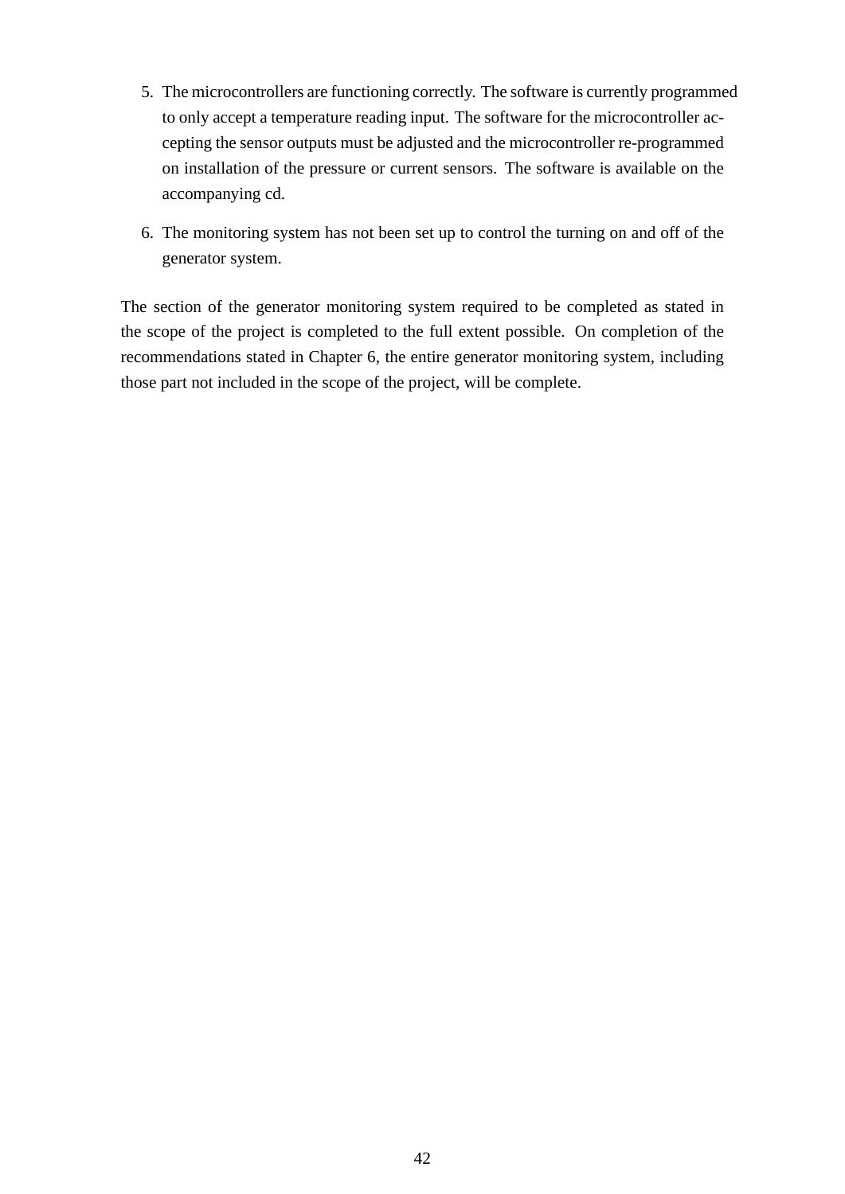5. The microcontrollers are functioning correctly. The software is currently programmed to only accept a temperature reading input. The software for the microcontroller accepting the sensor outputs must be adjusted and the microcontroller re-programmed on installation of the pressure or current sensors. The software is available on the accompanying cd.

6. The monitoring system has not been set up to control the turning on and off of the generator system.

The section of the generator monitoring system required to be completed as stated in the scope of the project is completed to the full extent possible. On completion of the recommendations stated in Chapter 6, the entire generator monitoring system, including those part not included in the scope of the project, will be complete.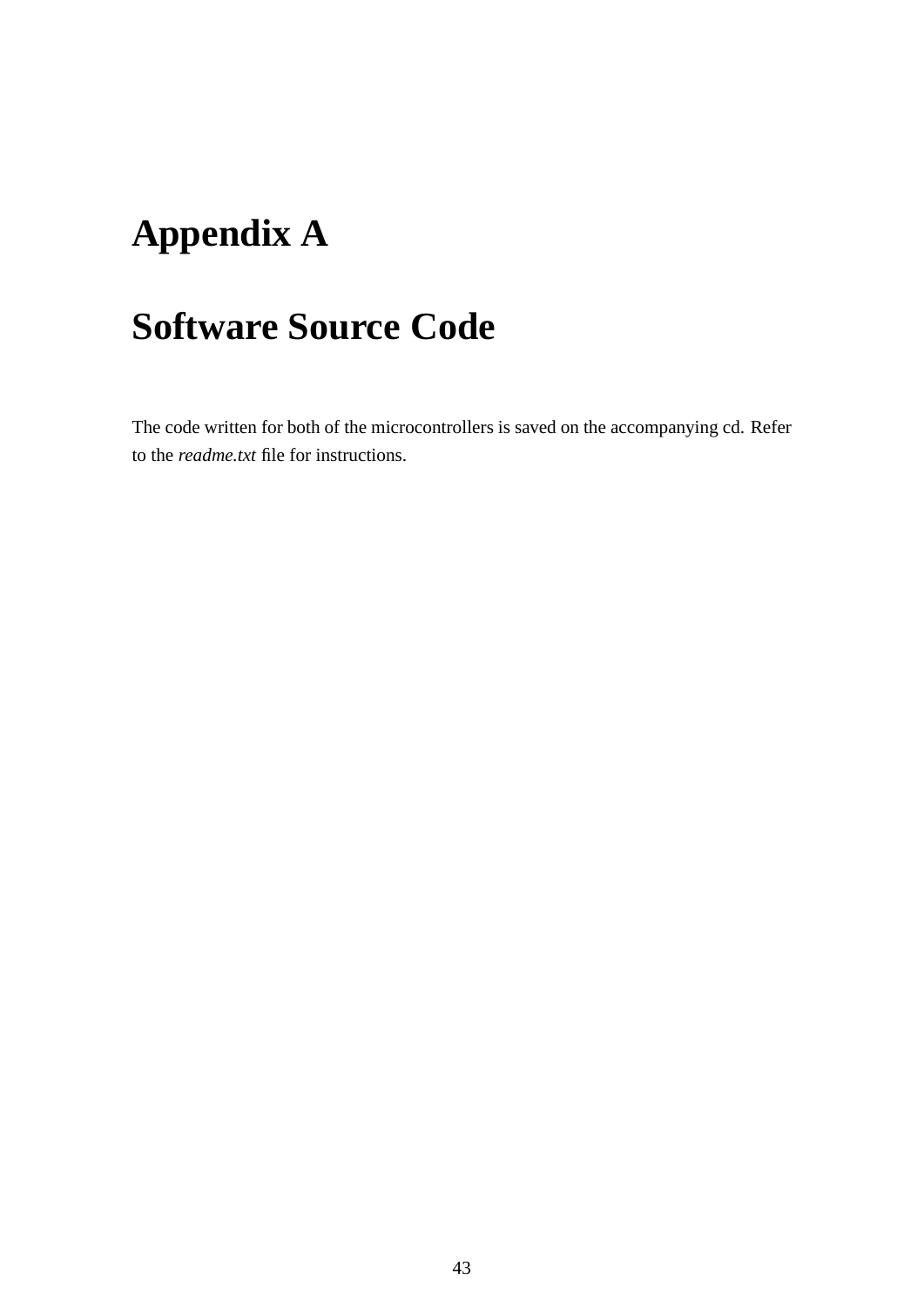# Appendix A

# Software Source Code

The code written for both of the microcontrollers is saved on the accompanying cd. Refer to the *readme.txt* file for instructions.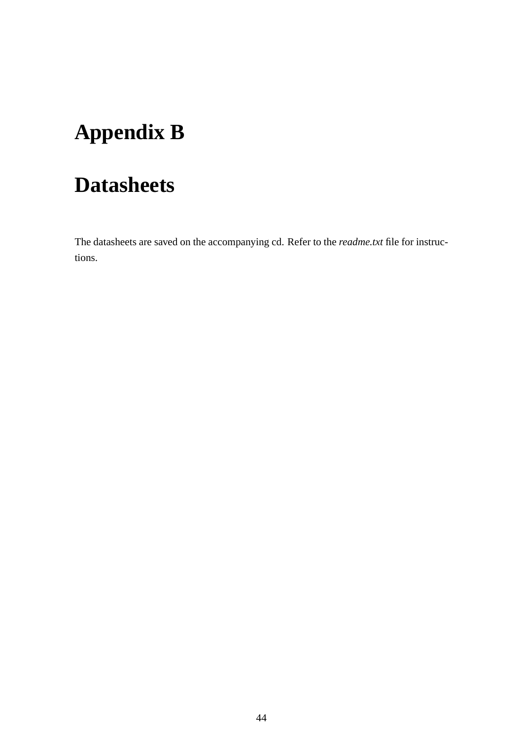# Appendix B

# Datasheets

The datasheets are saved on the accompanying cd. Refer to the *readme.txt* file for instructions.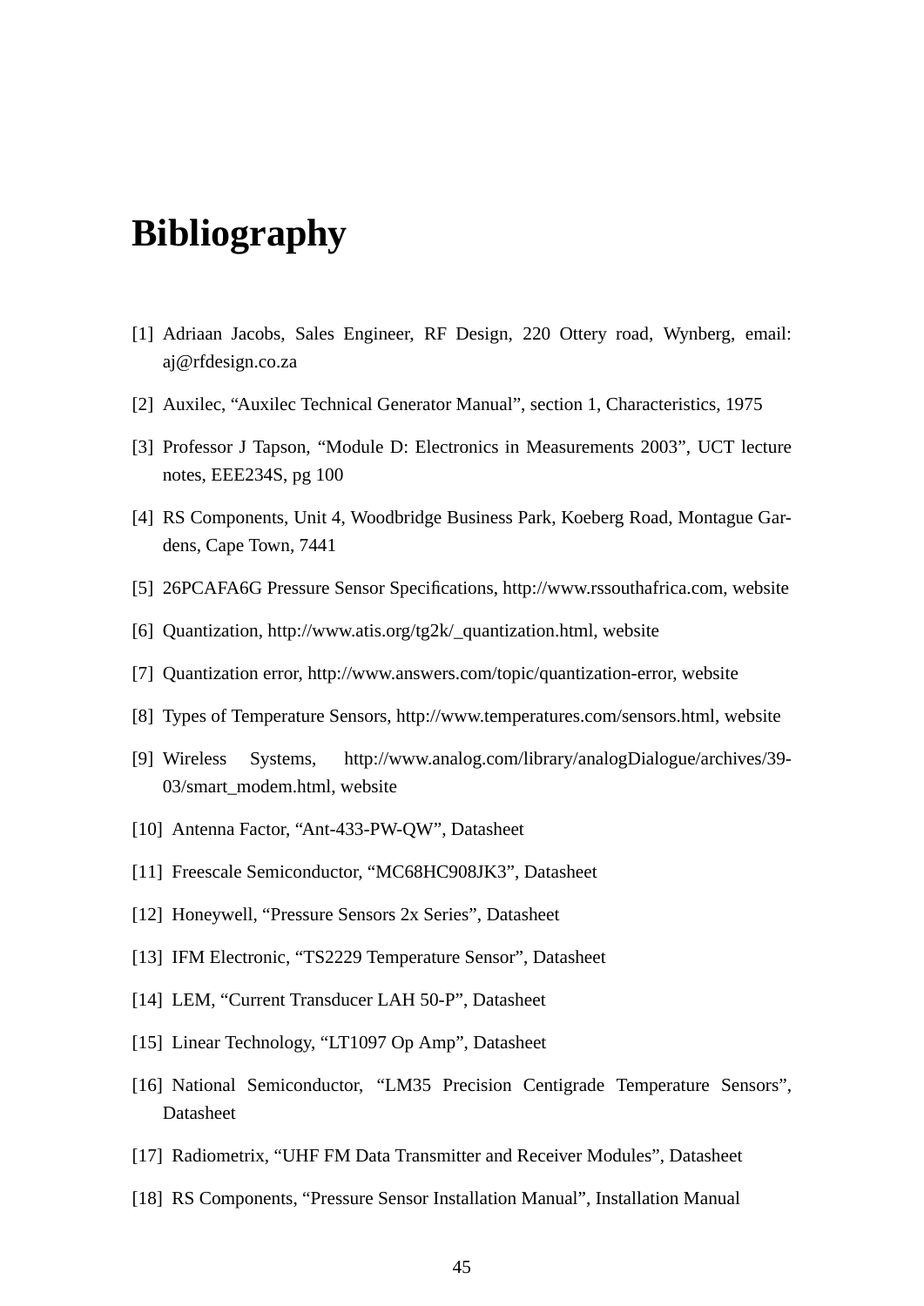# Bibliography

[1] Adriaan Jacobs, Sales Engineer, RF Design, 220 Ottery road, Wynberg, email: aj@rfdesign.co.za

[2] Auxilec, "Auxilec Technical Generator Manual", section 1, Characteristics, 1975

[3] Professor J Tapson, "Module D: Electronics in Measurements 2003", UCT lecture notes, EEE234S, pg 100

[4] RS Components, Unit 4, Woodbridge Business Park, Koeberg Road, Montague Gardens, Cape Town, 7441

[5] 26PCAFA6G Pressure Sensor Specifications, http://www.rssouthafrica.com, website

[6] Quantization, http://www.atis.org/tg2k/_quantization.html, website

[7] Quantization error, http://www.answers.com/topic/quantization-error, website

[8] Types of Temperature Sensors, http://www.temperatures.com/sensors.html, website

[9] Wireless Systems, http://www.analog.com/library/analogDialogue/archives/39-03/smart_modem.html, website

[10] Antenna Factor, "Ant-433-PW-QW", Datasheet

[11] Freescale Semiconductor, "MC68HC908JK3", Datasheet

[12] Honeywell, "Pressure Sensors 2x Series", Datasheet

[13] IFM Electronic, "TS2229 Temperature Sensor", Datasheet

[14] LEM, "Current Transducer LAH 50-P", Datasheet

[15] Linear Technology, "LT1097 Op Amp", Datasheet

[16] National Semiconductor, "LM35 Precision Centigrade Temperature Sensors", Datasheet

[17] Radiometrix, "UHF FM Data Transmitter and Receiver Modules", Datasheet

[18] RS Components, "Pressure Sensor Installation Manual", Installation Manual